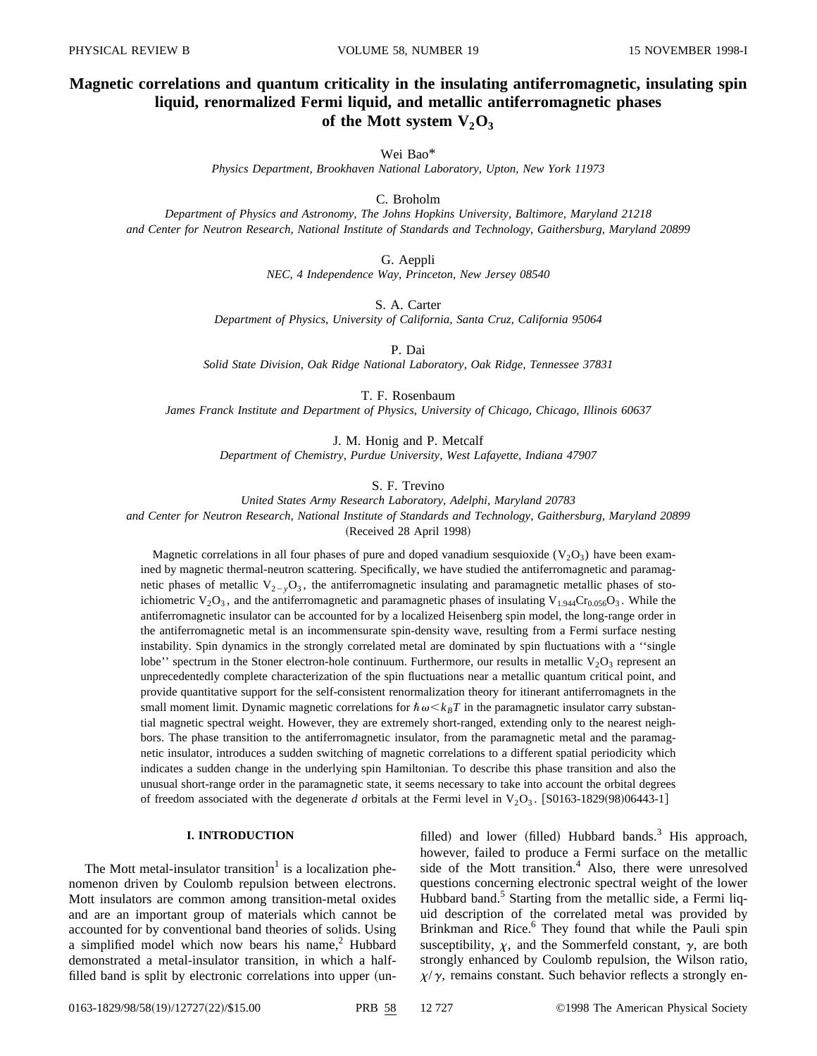# Magnetic correlations and quantum criticality in the insulating antiferromagnetic, insulating spin liquid, renormalized Fermi liquid, and metallic antiferromagnetic phases of the Mott system $V_2O_3$

Wei Bao*

*Physics Department, Brookhaven National Laboratory, Upton, New York 11973*

C. Broholm

*Department of Physics and Astronomy, The Johns Hopkins University, Baltimore, Maryland 21218*
*and Center for Neutron Research, National Institute of Standards and Technology, Gaithersburg, Maryland 20899*

G. Aeppli

*NEC, 4 Independence Way, Princeton, New Jersey 08540*

S. A. Carter

*Department of Physics, University of California, Santa Cruz, California 95064*

P. Dai

*Solid State Division, Oak Ridge National Laboratory, Oak Ridge, Tennessee 37831*

T. F. Rosenbaum

*James Franck Institute and Department of Physics, University of Chicago, Chicago, Illinois 60637*

J. M. Honig and P. Metcalf

*Department of Chemistry, Purdue University, West Lafayette, Indiana 47907*

S. F. Trevino

*United States Army Research Laboratory, Adelphi, Maryland 20783*
*and Center for Neutron Research, National Institute of Standards and Technology, Gaithersburg, Maryland 20899*

(Received 28 April 1998)

Magnetic correlations in all four phases of pure and doped vanadium sesquioxide ($V_2O_3$) have been examined by magnetic thermal-neutron scattering. Specifically, we have studied the antiferromagnetic and paramagnetic phases of metallic $V_{2-y}O_3$, the antiferromagnetic insulating and paramagnetic metallic phases of stoichiometric $V_2O_3$, and the antiferromagnetic and paramagnetic phases of insulating $V_{1.944}Cr_{0.056}O_3$. While the antiferromagnetic insulator can be accounted for by a localized Heisenberg spin model, the long-range order in the antiferromagnetic metal is an incommensurate spin-density wave, resulting from a Fermi surface nesting instability. Spin dynamics in the strongly correlated metal are dominated by spin fluctuations with a ''single lobe'' spectrum in the Stoner electron-hole continuum. Furthermore, our results in metallic $V_2O_3$ represent an unprecedentedly complete characterization of the spin fluctuations near a metallic quantum critical point, and provide quantitative support for the self-consistent renormalization theory for itinerant antiferromagnets in the small moment limit. Dynamic magnetic correlations for $\hbar\omega < k_BT$ in the paramagnetic insulator carry substantial magnetic spectral weight. However, they are extremely short-ranged, extending only to the nearest neighbors. The phase transition to the antiferromagnetic insulator, from the paramagnetic metal and the paramagnetic insulator, introduces a sudden switching of magnetic correlations to a different spatial periodicity which indicates a sudden change in the underlying spin Hamiltonian. To describe this phase transition and also the unusual short-range order in the paramagnetic state, it seems necessary to take into account the orbital degrees of freedom associated with the degenerate $d$ orbitals at the Fermi level in $V_2O_3$. [S0163-1829(98)06443-1]

## I. INTRODUCTION

The Mott metal-insulator transition[1] is a localization phenomenon driven by Coulomb repulsion between electrons. Mott insulators are common among transition-metal oxides and are an important group of materials which cannot be accounted for by conventional band theories of solids. Using a simplified model which now bears his name,[2] Hubbard demonstrated a metal-insulator transition, in which a half-filled band is split by electronic correlations into upper (unfilled) and lower (filled) Hubbard bands.[3] His approach, however, failed to produce a Fermi surface on the metallic side of the Mott transition.[4] Also, there were unresolved questions concerning electronic spectral weight of the lower Hubbard band.[5] Starting from the metallic side, a Fermi liquid description of the correlated metal was provided by Brinkman and Rice.[6] They found that while the Pauli spin susceptibility, $\chi$, and the Sommerfeld constant, $\gamma$, are both strongly enhanced by Coulomb repulsion, the Wilson ratio, $\chi/\gamma$, remains constant. Such behavior reflects a strongly en-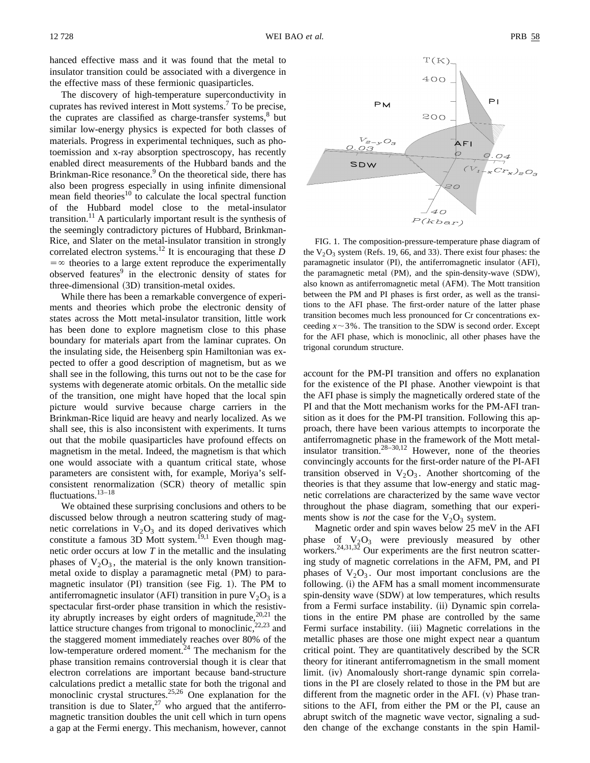hanced effective mass and it was found that the metal to insulator transition could be associated with a divergence in the effective mass of these fermionic quasiparticles.

The discovery of high-temperature superconductivity in cuprates has revived interest in Mott systems.[7] To be precise, the cuprates are classified as charge-transfer systems,[8] but similar low-energy physics is expected for both classes of materials. Progress in experimental techniques, such as photoemission and x-ray absorption spectroscopy, has recently enabled direct measurements of the Hubbard bands and the Brinkman-Rice resonance.[9] On the theoretical side, there has also been progress especially in using infinite dimensional mean field theories[10] to calculate the local spectral function of the Hubbard model close to the metal-insulator transition.[11] A particularly important result is the synthesis of the seemingly contradictory pictures of Hubbard, Brinkman-Rice, and Slater on the metal-insulator transition in strongly correlated electron systems.[12] It is encouraging that these $D=\infty$ theories to a large extent reproduce the experimentally observed features[9] in the electronic density of states for three-dimensional (3D) transition-metal oxides.

While there has been a remarkable convergence of experiments and theories which probe the electronic density of states across the Mott metal-insulator transition, little work has been done to explore magnetism close to this phase boundary for materials apart from the laminar cuprates. On the insulating side, the Heisenberg spin Hamiltonian was expected to offer a good description of magnetism, but as we shall see in the following, this turns out not to be the case for systems with degenerate atomic orbitals. On the metallic side of the transition, one might have hoped that the local spin picture would survive because charge carriers in the Brinkman-Rice liquid are heavy and nearly localized. As we shall see, this is also inconsistent with experiments. It turns out that the mobile quasiparticles have profound effects on magnetism in the metal. Indeed, the magnetism is that which one would associate with a quantum critical state, whose parameters are consistent with, for example, Moriya's self-consistent renormalization (SCR) theory of metallic spin fluctuations.[13–18]

We obtained these surprising conclusions and others to be discussed below through a neutron scattering study of magnetic correlations in $V_2O_3$ and its doped derivatives which constitute a famous 3D Mott system.[19,1] Even though magnetic order occurs at low $T$ in the metallic and the insulating phases of $V_2O_3$, the material is the only known transition-metal oxide to display a paramagnetic metal (PM) to paramagnetic insulator (PI) transition (see Fig. 1). The PM to antiferromagnetic insulator (AFI) transition in pure $V_2O_3$ is a spectacular first-order phase transition in which the resistivity abruptly increases by eight orders of magnitude,[20,21] the lattice structure changes from trigonal to monoclinic,[22,23] and the staggered moment immediately reaches over 80% of the low-temperature ordered moment.[24] The mechanism for the phase transition remains controversial though it is clear that electron correlations are important because band-structure calculations predict a metallic state for both the trigonal and monoclinic crystal structures.[25,26] One explanation for the transition is due to Slater,[27] who argued that the antiferromagnetic transition doubles the unit cell which in turn opens a gap at the Fermi energy. This mechanism, however, cannot

FIG. 1. The composition-pressure-temperature phase diagram of the $V_2O_3$ system (Refs. 19, 66, and 33). There exist four phases: the paramagnetic insulator (PI), the antiferromagnetic insulator (AFI), the paramagnetic metal (PM), and the spin-density-wave (SDW), also known as antiferromagnetic metal (AFM). The Mott transition between the PM and PI phases is first order, as well as the transitions to the AFI phase. The first-order nature of the latter phase transition becomes much less pronounced for Cr concentrations exceeding $x\sim 3\%$. The transition to the SDW is second order. Except for the AFI phase, which is monoclinic, all other phases have the trigonal corundum structure.

account for the PM-PI transition and offers no explanation for the existence of the PI phase. Another viewpoint is that the AFI phase is simply the magnetically ordered state of the PI and that the Mott mechanism works for the PM-AFI transition as it does for the PM-PI transition. Following this approach, there have been various attempts to incorporate the antiferromagnetic phase in the framework of the Mott metal-insulator transition.[28–30,12] However, none of the theories convincingly accounts for the first-order nature of the PI-AFI transition observed in $V_2O_3$. Another shortcoming of the theories is that they assume that low-energy and static magnetic correlations are characterized by the same wave vector throughout the phase diagram, something that our experiments show is *not* the case for the $V_2O_3$ system.

Magnetic order and spin waves below 25 meV in the AFI phase of $V_2O_3$ were previously measured by other workers.[24,31,32] Our experiments are the first neutron scattering study of magnetic correlations in the AFM, PM, and PI phases of $V_2O_3$. Our most important conclusions are the following. (i) the AFM has a small moment incommensurate spin-density wave (SDW) at low temperatures, which results from a Fermi surface instability. (ii) Dynamic spin correlations in the entire PM phase are controlled by the same Fermi surface instability. (iii) Magnetic correlations in the metallic phases are those one might expect near a quantum critical point. They are quantitatively described by the SCR theory for itinerant antiferromagnetism in the small moment limit. (iv) Anomalously short-range dynamic spin correlations in the PI are closely related to those in the PM but are different from the magnetic order in the AFI. (v) Phase transitions to the AFI, from either the PM or the PI, cause an abrupt switch of the magnetic wave vector, signaling a sudden change of the exchange constants in the spin Hamil-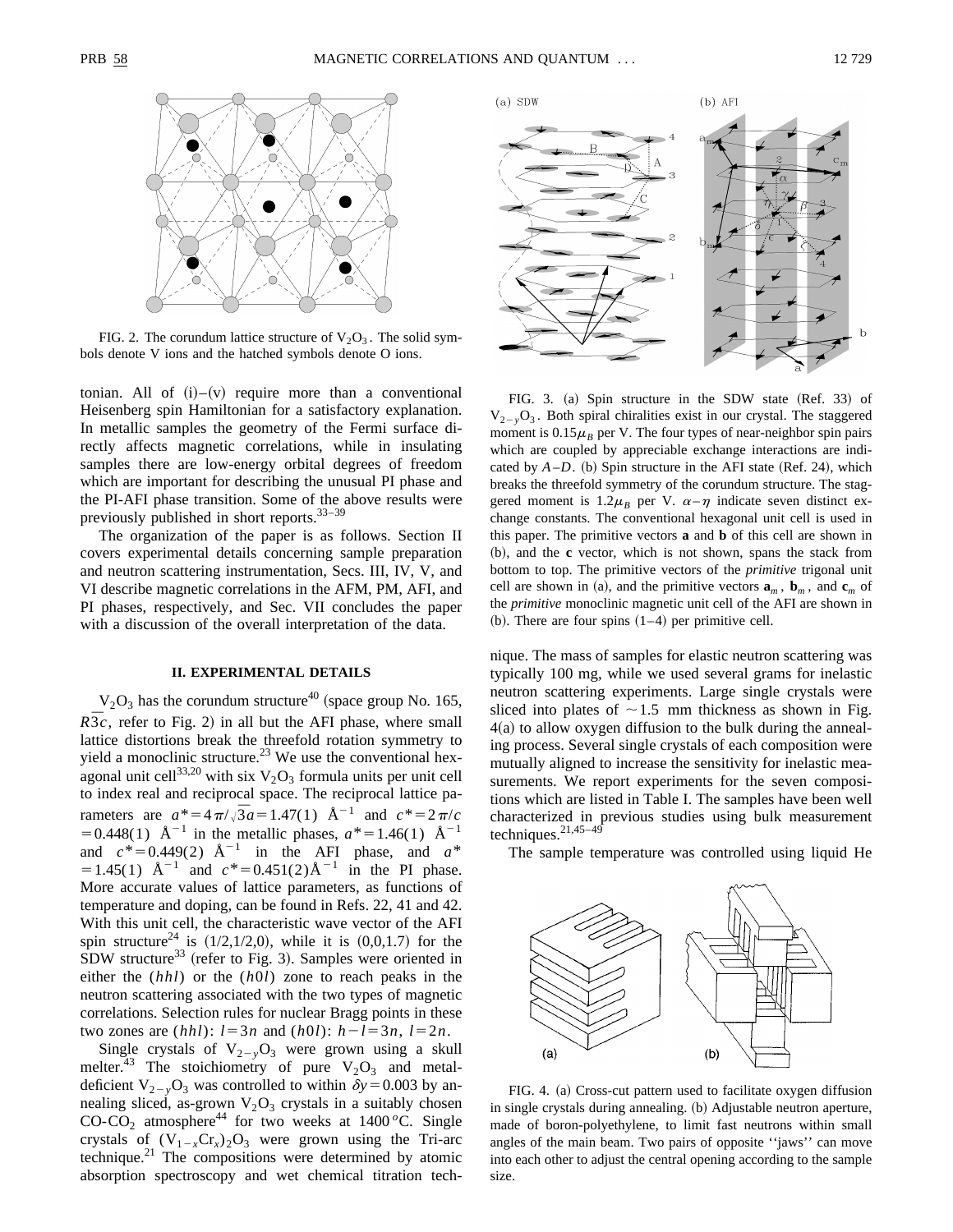FIG. 2. The corundum lattice structure of $V_2O_3$. The solid symbols denote V ions and the hatched symbols denote O ions.

tonian. All of (i)–(v) require more than a conventional Heisenberg spin Hamiltonian for a satisfactory explanation. In metallic samples the geometry of the Fermi surface directly affects magnetic correlations, while in insulating samples there are low-energy orbital degrees of freedom which are important for describing the unusual PI phase and the PI-AFI phase transition. Some of the above results were previously published in short reports.[33–39]

The organization of the paper is as follows. Section II covers experimental details concerning sample preparation and neutron scattering instrumentation, Secs. III, IV, V, and VI describe magnetic correlations in the AFM, PM, AFI, and PI phases, respectively, and Sec. VII concludes the paper with a discussion of the overall interpretation of the data.

## II. EXPERIMENTAL DETAILS

$V_2O_3$ has the corundum structure[40] (space group No. 165, $R\bar{3}c$, refer to Fig. 2) in all but the AFI phase, where small lattice distortions break the threefold rotation symmetry to yield a monoclinic structure.[23] We use the conventional hexagonal unit cell[33,20] with six $V_2O_3$ formula units per unit cell to index real and reciprocal space. The reciprocal lattice parameters are $a^*=4\pi/\sqrt{3}a=1.47(1)$ Å$^{-1}$ and $c^*=2\pi/c=0.448(1)$ Å$^{-1}$ in the metallic phases, $a^*=1.46(1)$ Å$^{-1}$ and $c^*=0.449(2)$ Å$^{-1}$ in the AFI phase, and $a^*=1.45(1)$ Å$^{-1}$ and $c^*=0.451(2)$Å$^{-1}$ in the PI phase. More accurate values of lattice parameters, as functions of temperature and doping, can be found in Refs. 22, 41 and 42. With this unit cell, the characteristic wave vector of the AFI spin structure[24] is (1/2,1/2,0), while it is (0,0,1.7) for the SDW structure[33] (refer to Fig. 3). Samples were oriented in either the $(hhl)$ or the $(h0l)$ zone to reach peaks in the neutron scattering associated with the two types of magnetic correlations. Selection rules for nuclear Bragg points in these two zones are $(hhl)$: $l=3n$ and $(h0l)$: $h-l=3n$, $l=2n$.

Single crystals of $V_{2-y}O_3$ were grown using a skull melter.[43] The stoichiometry of pure $V_2O_3$ and metal-deficient $V_{2-y}O_3$ was controlled to within $\delta y=0.003$ by annealing sliced, as-grown $V_2O_3$ crystals in a suitably chosen CO-$CO_2$ atmosphere[44] for two weeks at 1400 °C. Single crystals of $(V_{1-x}Cr_x)_2O_3$ were grown using the Tri-arc technique.[21] The compositions were determined by atomic absorption spectroscopy and wet chemical titration technique. The mass of samples for elastic neutron scattering was typically 100 mg, while we used several grams for inelastic neutron scattering experiments. Large single crystals were sliced into plates of ~1.5 mm thickness as shown in Fig. 4(a) to allow oxygen diffusion to the bulk during the annealing process. Several single crystals of each composition were mutually aligned to increase the sensitivity for inelastic measurements. We report experiments for the seven compositions which are listed in Table I. The samples have been well characterized in previous studies using bulk measurement techniques.[21,45–49]

The sample temperature was controlled using liquid He

FIG. 3. (a) Spin structure in the SDW state (Ref. 33) of $V_{2-y}O_3$. Both spiral chiralities exist in our crystal. The staggered moment is $0.15\mu_B$ per V. The four types of near-neighbor spin pairs which are coupled by appreciable exchange interactions are indicated by $A$–$D$. (b) Spin structure in the AFI state (Ref. 24), which breaks the threefold symmetry of the corundum structure. The staggered moment is $1.2\mu_B$ per V. $\alpha$–$\eta$ indicate seven distinct exchange constants. The conventional hexagonal unit cell is used in this paper. The primitive vectors **a** and **b** of this cell are shown in (b), and the **c** vector, which is not shown, spans the stack from bottom to top. The primitive vectors of the *primitive* trigonal unit cell are shown in (a), and the primitive vectors $\mathbf{a}_m$, $\mathbf{b}_m$, and $\mathbf{c}_m$ of the *primitive* monoclinic magnetic unit cell of the AFI are shown in (b). There are four spins (1–4) per primitive cell.

FIG. 4. (a) Cross-cut pattern used to facilitate oxygen diffusion in single crystals during annealing. (b) Adjustable neutron aperture, made of boron-polyethylene, to limit fast neutrons within small angles of the main beam. Two pairs of opposite ''jaws'' can move into each other to adjust the central opening according to the sample size.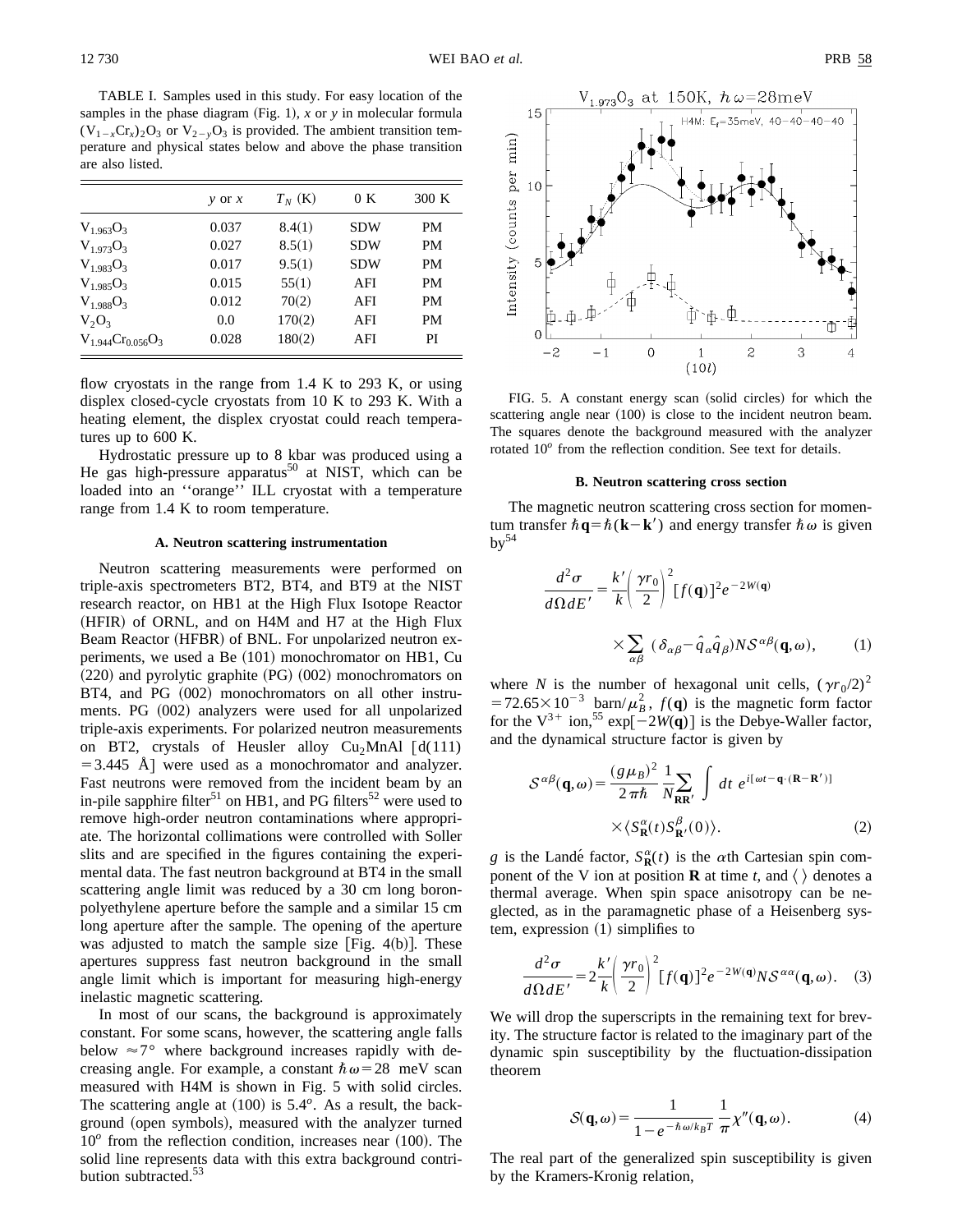TABLE I. Samples used in this study. For easy location of the samples in the phase diagram (Fig. 1), $x$ or $y$ in molecular formula $(V_{1-x}Cr_x)_2O_3$ or $V_{2-y}O_3$ is provided. The ambient transition temperature and physical states below and above the phase transition are also listed.

| | $y$ or $x$ | $T_N$ (K) | 0 K | 300 K |
|---|---|---|---|---|
| $V_{1.963}O_3$ | 0.037 | 8.4(1) | SDW | PM |
| $V_{1.973}O_3$ | 0.027 | 8.5(1) | SDW | PM |
| $V_{1.983}O_3$ | 0.017 | 9.5(1) | SDW | PM |
| $V_{1.985}O_3$ | 0.015 | 55(1) | AFI | PM |
| $V_{1.988}O_3$ | 0.012 | 70(2) | AFI | PM |
| $V_2O_3$ | 0.0 | 170(2) | AFI | PM |
| $V_{1.944}Cr_{0.056}O_3$ | 0.028 | 180(2) | AFI | PI |

flow cryostats in the range from 1.4 K to 293 K, or using displex closed-cycle cryostats from 10 K to 293 K. With a heating element, the displex cryostat could reach temperatures up to 600 K.

Hydrostatic pressure up to 8 kbar was produced using a He gas high-pressure apparatus[50] at NIST, which can be loaded into an ''orange'' ILL cryostat with a temperature range from 1.4 K to room temperature.

### A. Neutron scattering instrumentation

Neutron scattering measurements were performed on triple-axis spectrometers BT2, BT4, and BT9 at the NIST research reactor, on HB1 at the High Flux Isotope Reactor (HFIR) of ORNL, and on H4M and H7 at the High Flux Beam Reactor (HFBR) of BNL. For unpolarized neutron experiments, we used a Be (101) monochromator on HB1, Cu (220) and pyrolytic graphite (PG) (002) monochromators on BT4, and PG (002) monochromators on all other instruments. PG (002) analyzers were used for all unpolarized triple-axis experiments. For polarized neutron measurements on BT2, crystals of Heusler alloy $Cu_2MnAl$ [d(111) $=3.445$ Å] were used as a monochromator and analyzer. Fast neutrons were removed from the incident beam by an in-pile sapphire filter[51] on HB1, and PG filters[52] were used to remove high-order neutron contaminations where appropriate. The horizontal collimations were controlled with Soller slits and are specified in the figures containing the experimental data. The fast neutron background at BT4 in the small scattering angle limit was reduced by a 30 cm long boron-polyethylene aperture before the sample and a similar 15 cm long aperture after the sample. The opening of the aperture was adjusted to match the sample size [Fig. 4(b)]. These apertures suppress fast neutron background in the small angle limit which is important for measuring high-energy inelastic magnetic scattering.

In most of our scans, the background is approximately constant. For some scans, however, the scattering angle falls below $\approx 7°$ where background increases rapidly with decreasing angle. For example, a constant $\hbar\omega=28$ meV scan measured with H4M is shown in Fig. 5 with solid circles. The scattering angle at (100) is $5.4^o$. As a result, the background (open symbols), measured with the analyzer turned $10^o$ from the reflection condition, increases near (100). The solid line represents data with this extra background contribution subtracted.[53]

FIG. 5. A constant energy scan (solid circles) for which the scattering angle near (100) is close to the incident neutron beam. The squares denote the background measured with the analyzer rotated $10^o$ from the reflection condition. See text for details.

### B. Neutron scattering cross section

The magnetic neutron scattering cross section for momentum transfer $\hbar\mathbf{q}=\hbar(\mathbf{k}-\mathbf{k}')$ and energy transfer $\hbar\omega$ is given by[54]

$$\frac{d^2\sigma}{d\Omega dE'}=\frac{k'}{k}\left(\frac{\gamma r_0}{2}\right)^2[f(\mathbf{q})]^2e^{-2W(\mathbf{q})}\times\sum_{\alpha\beta}(\delta_{\alpha\beta}-\hat{q}_\alpha\hat{q}_\beta)N\mathcal{S}^{\alpha\beta}(\mathbf{q},\omega),\tag{1}$$

where $N$ is the number of hexagonal unit cells, $(\gamma r_0/2)^2=72.65\times10^{-3}$ barn/$\mu_B^2$, $f(\mathbf{q})$ is the magnetic form factor for the $V^{3+}$ ion,[55] $\exp[-2W(\mathbf{q})]$ is the Debye-Waller factor, and the dynamical structure factor is given by

$$\mathcal{S}^{\alpha\beta}(\mathbf{q},\omega)=\frac{(g\mu_B)^2}{2\pi\hbar}\frac{1}{N}\sum_{\mathbf{RR}'}\int dt\, e^{i[\omega t-\mathbf{q}\cdot(\mathbf{R}-\mathbf{R}')]}\times\langle S_{\mathbf{R}}^{\alpha}(t)S_{\mathbf{R}'}^{\beta}(0)\rangle.\tag{2}$$

$g$ is the Landé factor, $S_{\mathbf{R}}^{\alpha}(t)$ is the $\alpha$th Cartesian spin component of the V ion at position $\mathbf{R}$ at time $t$, and $\langle\,\rangle$ denotes a thermal average. When spin space anisotropy can be neglected, as in the paramagnetic phase of a Heisenberg system, expression (1) simplifies to

$$\frac{d^2\sigma}{d\Omega dE'}=2\frac{k'}{k}\left(\frac{\gamma r_0}{2}\right)^2[f(\mathbf{q})]^2e^{-2W(\mathbf{q})}N\mathcal{S}^{\alpha\alpha}(\mathbf{q},\omega).\tag{3}$$

We will drop the superscripts in the remaining text for brevity. The structure factor is related to the imaginary part of the dynamic spin susceptibility by the fluctuation-dissipation theorem

$$\mathcal{S}(\mathbf{q},\omega)=\frac{1}{1-e^{-\hbar\omega/k_BT}}\frac{1}{\pi}\chi''(\mathbf{q},\omega).\tag{4}$$

The real part of the generalized spin susceptibility is given by the Kramers-Kronig relation,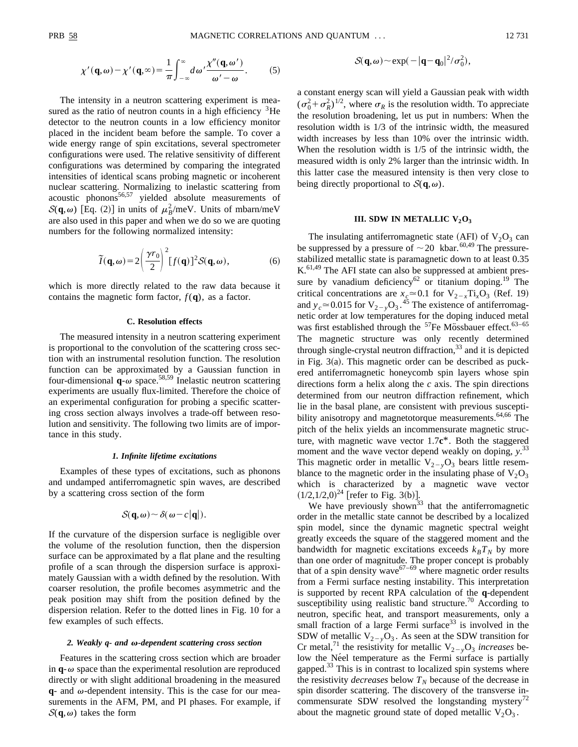$$\chi'(\mathbf{q},\omega)-\chi'(\mathbf{q},\infty)=\frac{1}{\pi}\int_{-\infty}^{\infty}d\omega'\frac{\chi''(\mathbf{q},\omega')}{\omega'-\omega}. \tag{5}$$

The intensity in a neutron scattering experiment is measured as the ratio of neutron counts in a high efficiency $^3$He detector to the neutron counts in a low efficiency monitor placed in the incident beam before the sample. To cover a wide energy range of spin excitations, several spectrometer configurations were used. The relative sensitivity of different configurations was determined by comparing the integrated intensities of identical scans probing magnetic or incoherent nuclear scattering. Normalizing to inelastic scattering from acoustic phonons[56,57] yielded absolute measurements of $\mathcal{S}(\mathbf{q},\omega)$ [Eq. (2)] in units of $\mu_B^2$/meV. Units of mbarn/meV are also used in this paper and when we do so we are quoting numbers for the following normalized intensity:

$$\tilde{I}(\mathbf{q},\omega)=2\left(\frac{\gamma r_0}{2}\right)^2[f(\mathbf{q})]^2\mathcal{S}(\mathbf{q},\omega), \tag{6}$$

which is more directly related to the raw data because it contains the magnetic form factor, $f(\mathbf{q})$, as a factor.

### C. Resolution effects

The measured intensity in a neutron scattering experiment is proportional to the convolution of the scattering cross section with an instrumental resolution function. The resolution function can be approximated by a Gaussian function in four-dimensional $\mathbf{q}$-$\omega$ space.[58,59] Inelastic neutron scattering experiments are usually flux-limited. Therefore the choice of an experimental configuration for probing a specific scattering cross section always involves a trade-off between resolution and sensitivity. The following two limits are of importance in this study.

#### 1. Infinite lifetime excitations

Examples of these types of excitations, such as phonons and undamped antiferromagnetic spin waves, are described by a scattering cross section of the form

$$\mathcal{S}(\mathbf{q},\omega)\sim\delta(\omega-c|\mathbf{q}|).$$

If the curvature of the dispersion surface is negligible over the volume of the resolution function, then the dispersion surface can be approximated by a flat plane and the resulting profile of a scan through the dispersion surface is approximately Gaussian with a width defined by the resolution. With coarser resolution, the profile becomes asymmetric and the peak position may shift from the position defined by the dispersion relation. Refer to the dotted lines in Fig. 10 for a few examples of such effects.

#### 2. Weakly q- and ω-dependent scattering cross section

Features in the scattering cross section which are broader in $\mathbf{q}$-$\omega$ space than the experimental resolution are reproduced directly or with slight additional broadening in the measured $\mathbf{q}$- and $\omega$-dependent intensity. This is the case for our measurements in the AFM, PM, and PI phases. For example, if $\mathcal{S}(\mathbf{q},\omega)$ takes the form

$$\mathcal{S}(\mathbf{q},\omega)\sim\exp(-|\mathbf{q}-\mathbf{q}_0|^2/\sigma_0^2),$$

a constant energy scan will yield a Gaussian peak with width $(\sigma_0^2+\sigma_R^2)^{1/2}$, where $\sigma_R$ is the resolution width. To appreciate the resolution broadening, let us put in numbers: When the resolution width is 1/3 of the intrinsic width, the measured width increases by less than 10% over the intrinsic width. When the resolution width is 1/5 of the intrinsic width, the measured width is only 2% larger than the intrinsic width. In this latter case the measured intensity is then very close to being directly proportional to $\mathcal{S}(\mathbf{q},\omega)$.

## III. SDW IN METALLIC $V_2O_3$

The insulating antiferromagnetic state (AFI) of $V_2O_3$ can be suppressed by a pressure of $\sim 20$ kbar.[60,49] The pressure-stabilized metallic state is paramagnetic down to at least 0.35 K.[61,49] The AFI state can also be suppressed at ambient pressure by vanadium deficiency[62] or titanium doping.[19] The critical concentrations are $x_c\simeq 0.1$ for $V_{2-x}Ti_xO_3$ (Ref. 19) and $y_c\simeq 0.015$ for $V_{2-y}O_3$.[45] The existence of antiferromagnetic order at low temperatures for the doping induced metal was first established through the $^{57}$Fe Mössbauer effect.[63–65] The magnetic structure was only recently determined through single-crystal neutron diffraction,[33] and it is depicted in Fig. 3(a). This magnetic order can be described as puckered antiferromagnetic honeycomb spin layers whose spin directions form a helix along the *c* axis. The spin directions determined from our neutron diffraction refinement, which lie in the basal plane, are consistent with previous susceptibility anisotropy and magnetotorque measurements.[64,66] The pitch of the helix yields an incommensurate magnetic structure, with magnetic wave vector $1.7\mathbf{c}^*$. Both the staggered moment and the wave vector depend weakly on doping, $y$.[33] This magnetic order in metallic $V_{2-y}O_3$ bears little resemblance to the magnetic order in the insulating phase of $V_2O_3$ which is characterized by a magnetic wave vector $(1/2,1/2,0)$[24] [refer to Fig. 3(b)].

We have previously shown[33] that the antiferromagnetic order in the metallic state cannot be described by a localized spin model, since the dynamic magnetic spectral weight greatly exceeds the square of the staggered moment and the bandwidth for magnetic excitations exceeds $k_BT_N$ by more than one order of magnitude. The proper concept is probably that of a spin density wave[67–69] where magnetic order results from a Fermi surface nesting instability. This interpretation is supported by recent RPA calculation of the $\mathbf{q}$-dependent susceptibility using realistic band structure.[70] According to neutron, specific heat, and transport measurements, only a small fraction of a large Fermi surface[33] is involved in the SDW of metallic $V_{2-y}O_3$. As seen at the SDW transition for Cr metal,[71] the resistivity for metallic $V_{2-y}O_3$ *increases* below the Néel temperature as the Fermi surface is partially gapped.[33] This is in contrast to localized spin systems where the resistivity *decreases* below $T_N$ because of the decrease in spin disorder scattering. The discovery of the transverse incommensurate SDW resolved the longstanding mystery[72] about the magnetic ground state of doped metallic $V_2O_3$.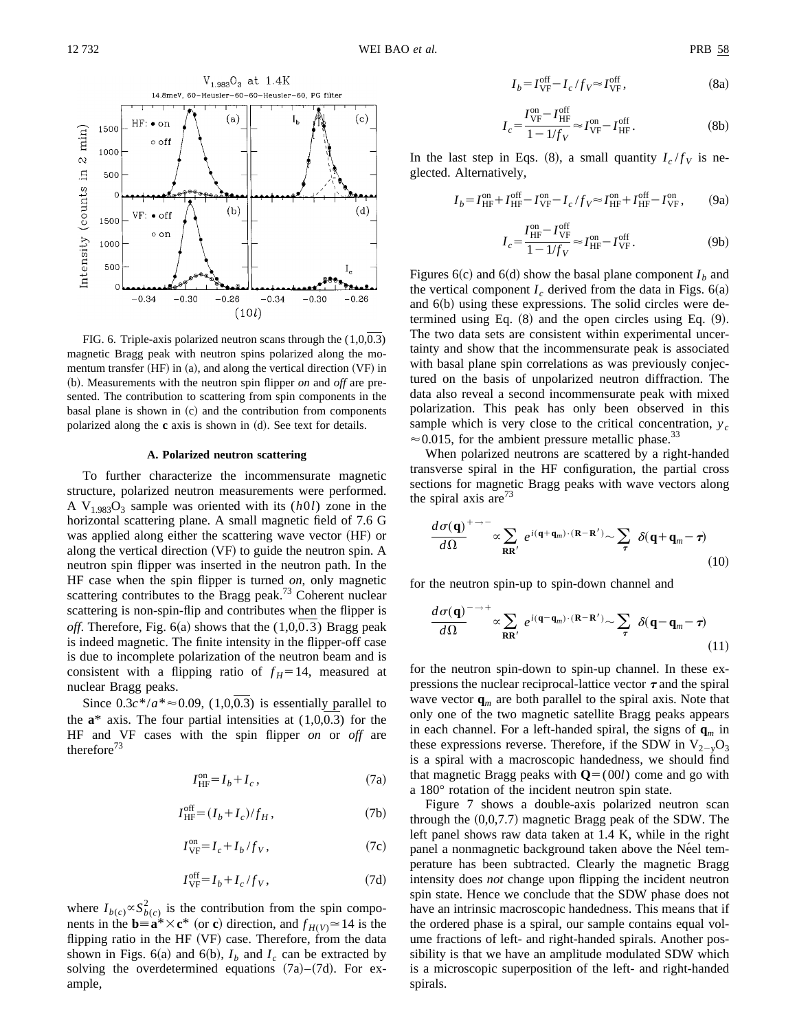FIG. 6. Triple-axis polarized neutron scans through the $(1,0,\overline{0.3})$ magnetic Bragg peak with neutron spins polarized along the momentum transfer (HF) in (a), and along the vertical direction (VF) in (b). Measurements with the neutron spin flipper *on* and *off* are presented. The contribution to scattering from spin components in the basal plane is shown in (c) and the contribution from components polarized along the **c** axis is shown in (d). See text for details.

### A. Polarized neutron scattering

To further characterize the incommensurate magnetic structure, polarized neutron measurements were performed. A $V_{1.983}O_3$ sample was oriented with its $(h0l)$ zone in the horizontal scattering plane. A small magnetic field of 7.6 G was applied along either the scattering wave vector (HF) or along the vertical direction (VF) to guide the neutron spin. A neutron spin flipper was inserted in the neutron path. In the HF case when the spin flipper is turned *on*, only magnetic scattering contributes to the Bragg peak.[73] Coherent nuclear scattering is non-spin-flip and contributes when the flipper is *off*. Therefore, Fig. 6(a) shows that the $(1,0,\overline{0.3})$ Bragg peak is indeed magnetic. The finite intensity in the flipper-off case is due to incomplete polarization of the neutron beam and is consistent with a flipping ratio of $f_H=14$, measured at nuclear Bragg peaks.

Since $0.3c^*/a^*\approx 0.09$, $(1,0,\overline{0.3})$ is essentially parallel to the $\mathbf{a}^*$ axis. The four partial intensities at $(1,0,\overline{0.3})$ for the HF and VF cases with the spin flipper *on* or *off* are therefore[73]

$$I_{\rm HF}^{\rm on}=I_b+I_c, \tag{7a}$$

$$I_{\rm HF}^{\rm off}=(I_b+I_c)/f_H, \tag{7b}$$

$$I_{\rm VF}^{\rm on}=I_c+I_b/f_V, \tag{7c}$$

$$I_{\rm VF}^{\rm off}=I_b+I_c/f_V, \tag{7d}$$

where $I_{b(c)}\propto S_{b(c)}^2$ is the contribution from the spin components in the $\mathbf{b}\equiv\mathbf{a}^*\times\mathbf{c}^*$ (or $\mathbf{c}$) direction, and $f_{H(V)}\simeq 14$ is the flipping ratio in the HF (VF) case. Therefore, from the data shown in Figs. 6(a) and 6(b), $I_b$ and $I_c$ can be extracted by solving the overdetermined equations (7a)–(7d). For example,

$$I_b=I_{\rm VF}^{\rm off}-I_c/f_V\approx I_{\rm VF}^{\rm off}, \tag{8a}$$

$$I_c=\frac{I_{\rm VF}^{\rm on}-I_{\rm HF}^{\rm off}}{1-1/f_V}\approx I_{\rm VF}^{\rm on}-I_{\rm HF}^{\rm off}. \tag{8b}$$

In the last step in Eqs. (8), a small quantity $I_c/f_V$ is neglected. Alternatively,

$$I_b=I_{\rm HF}^{\rm on}+I_{\rm HF}^{\rm off}-I_{\rm VF}^{\rm on}-I_c/f_V\approx I_{\rm HF}^{\rm on}+I_{\rm HF}^{\rm off}-I_{\rm VF}^{\rm on}, \tag{9a}$$

$$I_c=\frac{I_{\rm HF}^{\rm on}-I_{\rm VF}^{\rm off}}{1-1/f_V}\approx I_{\rm HF}^{\rm on}-I_{\rm VF}^{\rm off}. \tag{9b}$$

Figures 6(c) and 6(d) show the basal plane component $I_b$ and the vertical component $I_c$ derived from the data in Figs. 6(a) and 6(b) using these expressions. The solid circles were determined using Eq. (8) and the open circles using Eq. (9). The two data sets are consistent within experimental uncertainty and show that the incommensurate peak is associated with basal plane spin correlations as was previously conjectured on the basis of unpolarized neutron diffraction. The data also reveal a second incommensurate peak with mixed polarization. This peak has only been observed in this sample which is very close to the critical concentration, $y_c\approx 0.015$, for the ambient pressure metallic phase.[33]

When polarized neutrons are scattered by a right-handed transverse spiral in the HF configuration, the partial cross sections for magnetic Bragg peaks with wave vectors along the spiral axis are[73]

$$\frac{d\sigma(\mathbf{q})}{d\Omega}^{+\to -}\propto\sum_{\mathbf{RR}'}e^{i(\mathbf{q}+\mathbf{q}_m)\cdot(\mathbf{R}-\mathbf{R}')}\sim\sum_{\boldsymbol{\tau}}\delta(\mathbf{q}+\mathbf{q}_m-\boldsymbol{\tau}) \tag{10}$$

for the neutron spin-up to spin-down channel and

$$\frac{d\sigma(\mathbf{q})}{d\Omega}^{-\to +}\propto\sum_{\mathbf{RR}'}e^{i(\mathbf{q}-\mathbf{q}_m)\cdot(\mathbf{R}-\mathbf{R}')}\sim\sum_{\boldsymbol{\tau}}\delta(\mathbf{q}-\mathbf{q}_m-\boldsymbol{\tau}) \tag{11}$$

for the neutron spin-down to spin-up channel. In these expressions the nuclear reciprocal-lattice vector $\boldsymbol{\tau}$ and the spiral wave vector $\mathbf{q}_m$ are both parallel to the spiral axis. Note that only one of the two magnetic satellite Bragg peaks appears in each channel. For a left-handed spiral, the signs of $\mathbf{q}_m$ in these expressions reverse. Therefore, if the SDW in $V_{2-y}O_3$ is a spiral with a macroscopic handedness, we should find that magnetic Bragg peaks with $\mathbf{Q}=(00l)$ come and go with a 180° rotation of the incident neutron spin state.

Figure 7 shows a double-axis polarized neutron scan through the (0,0,7.7) magnetic Bragg peak of the SDW. The left panel shows raw data taken at 1.4 K, while in the right panel a nonmagnetic background taken above the Néel temperature has been subtracted. Clearly the magnetic Bragg intensity does *not* change upon flipping the incident neutron spin state. Hence we conclude that the SDW phase does not have an intrinsic macroscopic handedness. This means that if the ordered phase is a spiral, our sample contains equal volume fractions of left- and right-handed spirals. Another possibility is that we have an amplitude modulated SDW which is a microscopic superposition of the left- and right-handed spirals.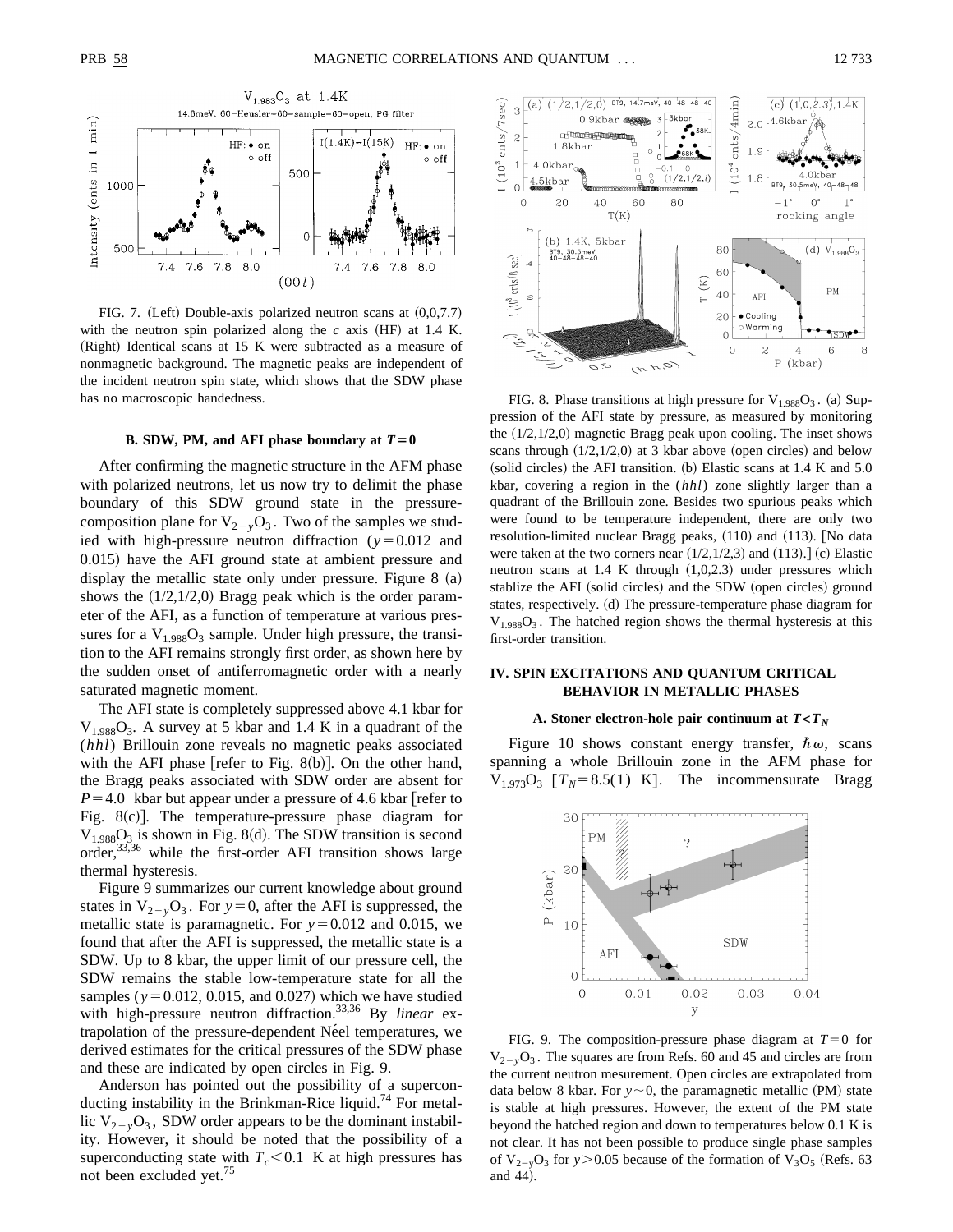FIG. 7. (Left) Double-axis polarized neutron scans at (0,0,7.7) with the neutron spin polarized along the $c$ axis (HF) at 1.4 K. (Right) Identical scans at 15 K were subtracted as a measure of nonmagnetic background. The magnetic peaks are independent of the incident neutron spin state, which shows that the SDW phase has no macroscopic handedness.

### B. SDW, PM, and AFI phase boundary at $T=0$

After confirming the magnetic structure in the AFM phase with polarized neutrons, let us now try to delimit the phase boundary of this SDW ground state in the pressure-composition plane for $V_{2-y}O_3$. Two of the samples we studied with high-pressure neutron diffraction ($y=0.012$ and 0.015) have the AFI ground state at ambient pressure and display the metallic state only under pressure. Figure 8 (a) shows the (1/2,1/2,0) Bragg peak which is the order parameter of the AFI, as a function of temperature at various pressures for a $V_{1.988}O_3$ sample. Under high pressure, the transition to the AFI remains strongly first order, as shown here by the sudden onset of antiferromagnetic order with a nearly saturated magnetic moment.

The AFI state is completely suppressed above 4.1 kbar for $V_{1.988}O_3$. A survey at 5 kbar and 1.4 K in a quadrant of the ($hhl$) Brillouin zone reveals no magnetic peaks associated with the AFI phase [refer to Fig. 8(b)]. On the other hand, the Bragg peaks associated with SDW order are absent for $P=4.0$ kbar but appear under a pressure of 4.6 kbar [refer to Fig. 8(c)]. The temperature-pressure phase diagram for $V_{1.988}O_3$ is shown in Fig. 8(d). The SDW transition is second order,[33,36] while the first-order AFI transition shows large thermal hysteresis.

Figure 9 summarizes our current knowledge about ground states in $V_{2-y}O_3$. For $y=0$, after the AFI is suppressed, the metallic state is paramagnetic. For $y=0.012$ and 0.015, we found that after the AFI is suppressed, the metallic state is a SDW. Up to 8 kbar, the upper limit of our pressure cell, the SDW remains the stable low-temperature state for all the samples ($y=0.012$, 0.015, and 0.027) which we have studied with high-pressure neutron diffraction.[33,36] By *linear* extrapolation of the pressure-dependent Néel temperatures, we derived estimates for the critical pressures of the SDW phase and these are indicated by open circles in Fig. 9.

Anderson has pointed out the possibility of a superconducting instability in the Brinkman-Rice liquid.[74] For metallic $V_{2-y}O_3$, SDW order appears to be the dominant instability. However, it should be noted that the possibility of a superconducting state with $T_c<0.1$ K at high pressures has not been excluded yet.[75]

FIG. 8. Phase transitions at high pressure for $V_{1.988}O_3$. (a) Suppression of the AFI state by pressure, as measured by monitoring the (1/2,1/2,0) magnetic Bragg peak upon cooling. The inset shows scans through (1/2,1/2,0) at 3 kbar above (open circles) and below (solid circles) the AFI transition. (b) Elastic scans at 1.4 K and 5.0 kbar, covering a region in the ($hhl$) zone slightly larger than a quadrant of the Brillouin zone. Besides two spurious peaks which were found to be temperature independent, there are only two resolution-limited nuclear Bragg peaks, (110) and (113). [No data were taken at the two corners near (1/2,1/2,3) and (113).] (c) Elastic neutron scans at 1.4 K through (1,0,2.3) under pressures which stablize the AFI (solid circles) and the SDW (open circles) ground states, respectively. (d) The pressure-temperature phase diagram for $V_{1.988}O_3$. The hatched region shows the thermal hysteresis at this first-order transition.

## IV. SPIN EXCITATIONS AND QUANTUM CRITICAL BEHAVIOR IN METALLIC PHASES

### A. Stoner electron-hole pair continuum at $T<T_N$

Figure 10 shows constant energy transfer, $\hbar\omega$, scans spanning a whole Brillouin zone in the AFM phase for $V_{1.973}O_3$ [$T_N=8.5(1)$ K]. The incommensurate Bragg

FIG. 9. The composition-pressure phase diagram at $T=0$ for $V_{2-y}O_3$. The squares are from Refs. 60 and 45 and circles are from the current neutron mesurement. Open circles are extrapolated from data below 8 kbar. For $y\sim0$, the paramagnetic metallic (PM) state is stable at high pressures. However, the extent of the PM state beyond the hatched region and down to temperatures below 0.1 K is not clear. It has not been possible to produce single phase samples of $V_{2-y}O_3$ for $y>0.05$ because of the formation of $V_3O_5$ (Refs. 63 and 44).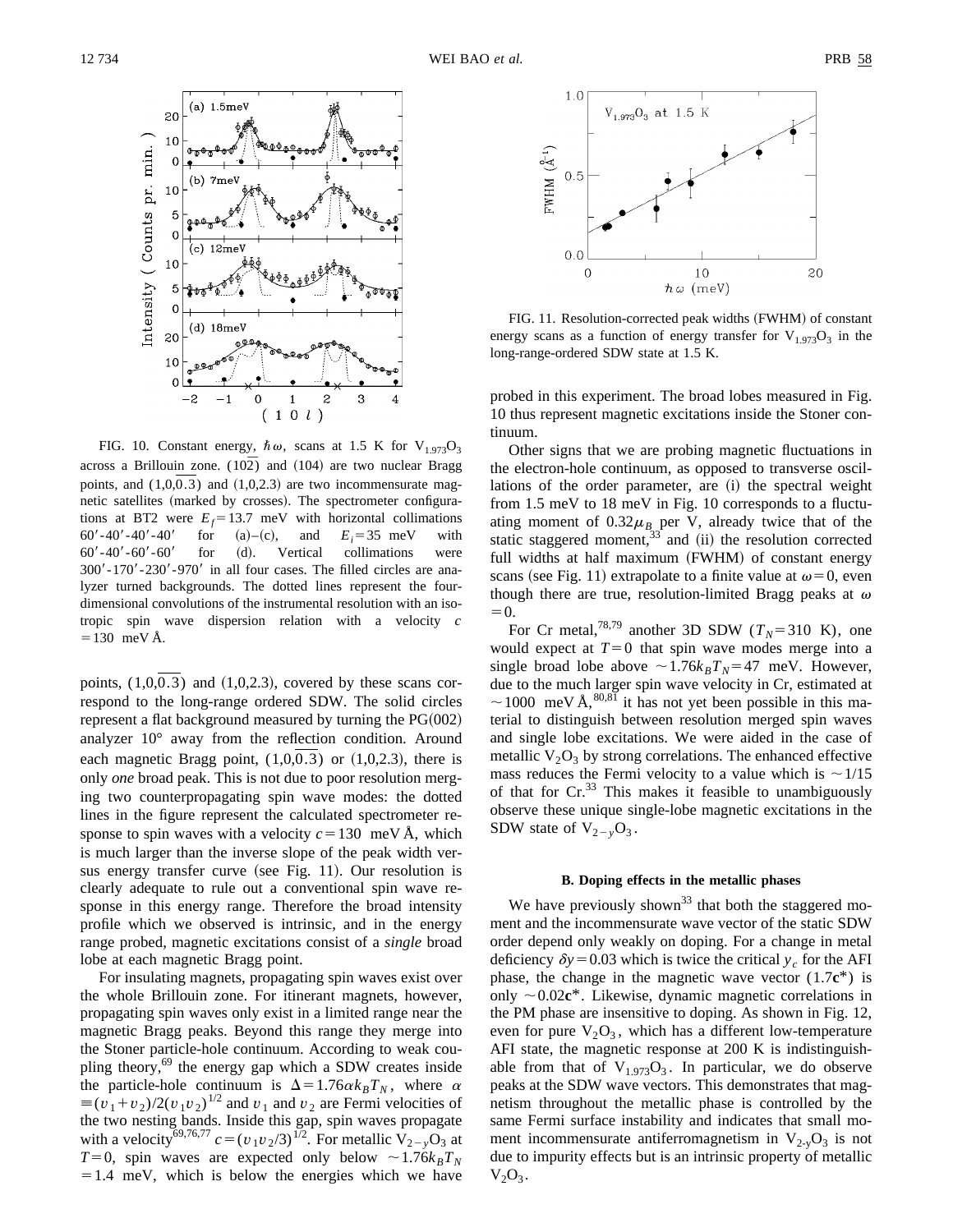FIG. 10. Constant energy, $\hbar\omega$, scans at 1.5 K for $V_{1.973}O_3$ across a Brillouin zone. $(10\overline{2})$ and (104) are two nuclear Bragg points, and $(1,0,\overline{0.3})$ and (1,0,2.3) are two incommensurate magnetic satellites (marked by crosses). The spectrometer configurations at BT2 were $E_f = 13.7$ meV with horizontal collimations 60′-40′-40′-40′ for (a)–(c), and $E_i = 35$ meV with 60′-40′-60′-60′ for (d). Vertical collimations were 300′-170′-230′-970′ in all four cases. The filled circles are analyzer turned backgrounds. The dotted lines represent the four-dimensional convolutions of the instrumental resolution with an isotropic spin wave dispersion relation with a velocity $c = 130$ meV Å.

points, $(1,0,\overline{0.3})$ and (1,0,2.3), covered by these scans correspond to the long-range ordered SDW. The solid circles represent a flat background measured by turning the PG(002) analyzer 10° away from the reflection condition. Around each magnetic Bragg point, $(1,0,\overline{0.3})$ or (1,0,2.3), there is only *one* broad peak. This is not due to poor resolution merging two counterpropagating spin wave modes: the dotted lines in the figure represent the calculated spectrometer response to spin waves with a velocity $c = 130$ meV Å, which is much larger than the inverse slope of the peak width versus energy transfer curve (see Fig. 11). Our resolution is clearly adequate to rule out a conventional spin wave response in this energy range. Therefore the broad intensity profile which we observed is intrinsic, and in the energy range probed, magnetic excitations consist of a *single* broad lobe at each magnetic Bragg point.

For insulating magnets, propagating spin waves exist over the whole Brillouin zone. For itinerant magnets, however, propagating spin waves only exist in a limited range near the magnetic Bragg peaks. Beyond this range they merge into the Stoner particle-hole continuum. According to weak coupling theory,[69] the energy gap which a SDW creates inside the particle-hole continuum is $\Delta = 1.76\alpha k_B T_N$, where $\alpha \equiv (v_1 + v_2)/2(v_1 v_2)^{1/2}$ and $v_1$ and $v_2$ are Fermi velocities of the two nesting bands. Inside this gap, spin waves propagate with a velocity[69,76,77] $c = (v_1 v_2/3)^{1/2}$. For metallic $V_{2-y}O_3$ at $T = 0$, spin waves are expected only below $\sim 1.76 k_B T_N = 1.4$ meV, which is below the energies which we have probed in this experiment. The broad lobes measured in Fig. 10 thus represent magnetic excitations inside the Stoner continuum.

FIG. 11. Resolution-corrected peak widths (FWHM) of constant energy scans as a function of energy transfer for $V_{1.973}O_3$ in the long-range-ordered SDW state at 1.5 K.

Other signs that we are probing magnetic fluctuations in the electron-hole continuum, as opposed to transverse oscillations of the order parameter, are (i) the spectral weight from 1.5 meV to 18 meV in Fig. 10 corresponds to a fluctuating moment of $0.32\mu_B$ per V, already twice that of the static staggered moment,[33] and (ii) the resolution corrected full widths at half maximum (FWHM) of constant energy scans (see Fig. 11) extrapolate to a finite value at $\omega = 0$, even though there are true, resolution-limited Bragg peaks at $\omega = 0$.

For Cr metal,[78,79] another 3D SDW ($T_N = 310$ K), one would expect at $T = 0$ that spin wave modes merge into a single broad lobe above $\sim 1.76 k_B T_N = 47$ meV. However, due to the much larger spin wave velocity in Cr, estimated at $\sim 1000$ meV Å,[80,81] it has not yet been possible in this material to distinguish between resolution merged spin waves and single lobe excitations. We were aided in the case of metallic $V_2O_3$ by strong correlations. The enhanced effective mass reduces the Fermi velocity to a value which is $\sim 1/15$ of that for Cr.[33] This makes it feasible to unambiguously observe these unique single-lobe magnetic excitations in the SDW state of $V_{2-y}O_3$.

### B. Doping effects in the metallic phases

We have previously shown[33] that both the staggered moment and the incommensurate wave vector of the static SDW order depend only weakly on doping. For a change in metal deficiency $\delta y = 0.03$ which is twice the critical $y_c$ for the AFI phase, the change in the magnetic wave vector ($1.7\mathbf{c}^*$) is only $\sim 0.02\mathbf{c}^*$. Likewise, dynamic magnetic correlations in the PM phase are insensitive to doping. As shown in Fig. 12, even for pure $V_2O_3$, which has a different low-temperature AFI state, the magnetic response at 200 K is indistinguishable from that of $V_{1.973}O_3$. In particular, we do observe peaks at the SDW wave vectors. This demonstrates that magnetism throughout the metallic phase is controlled by the same Fermi surface instability and indicates that small moment incommensurate antiferromagnetism in $V_{2-y}O_3$ is not due to impurity effects but is an intrinsic property of metallic $V_2O_3$.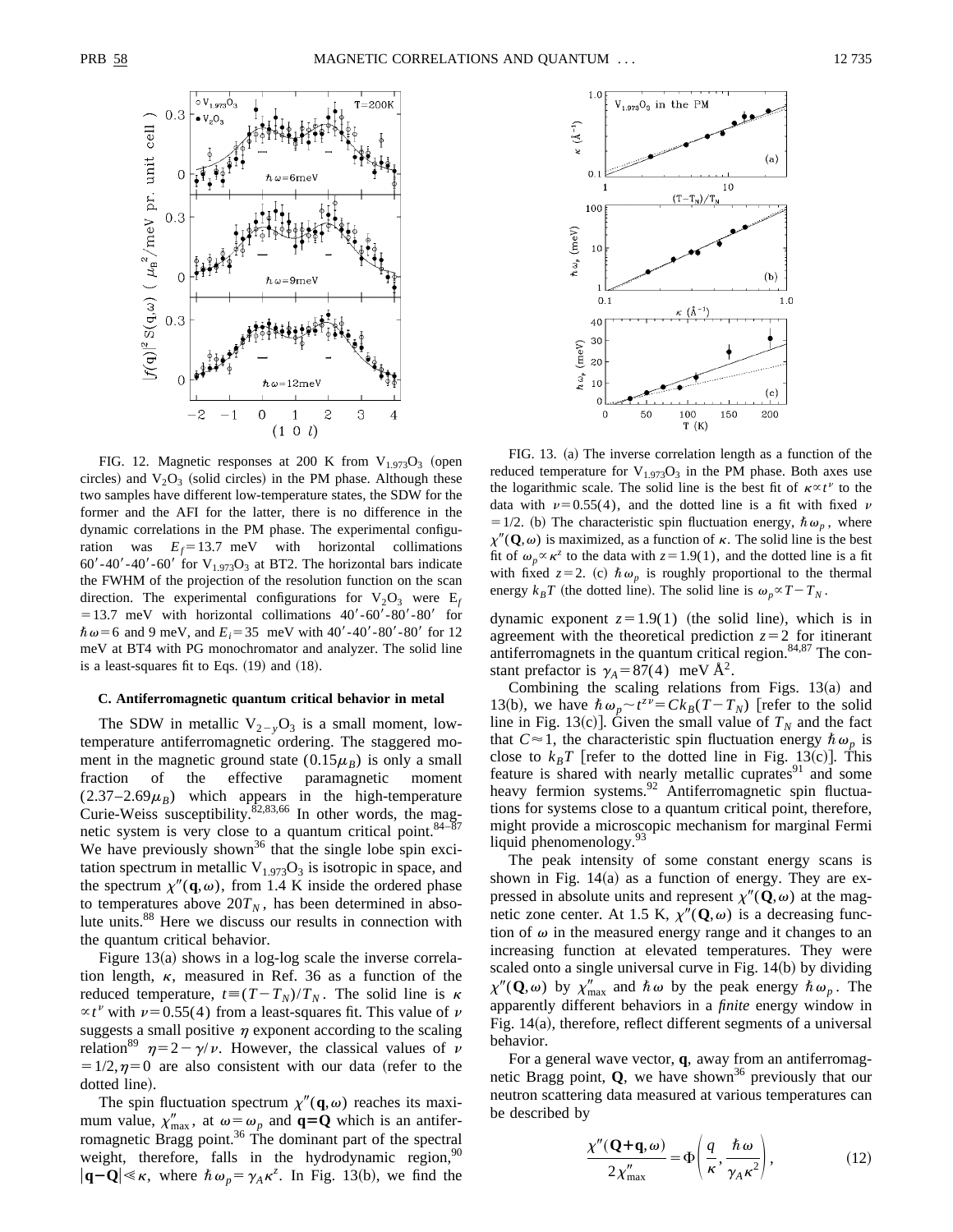FIG. 12. Magnetic responses at 200 K from $V_{1.973}O_3$ (open circles) and $V_2O_3$ (solid circles) in the PM phase. Although these two samples have different low-temperature states, the SDW for the former and the AFI for the latter, there is no difference in the dynamic correlations in the PM phase. The experimental configuration was $E_f = 13.7$ meV with horizontal collimations 60′-40′-40′-60′ for $V_{1.973}O_3$ at BT2. The horizontal bars indicate the FWHM of the projection of the resolution function on the scan direction. The experimental configurations for $V_2O_3$ were $E_f = 13.7$ meV with horizontal collimations 40′-60′-80′-80′ for $\hbar\omega = 6$ and 9 meV, and $E_i = 35$ meV with 40′-40′-80′-80′ for 12 meV at BT4 with PG monochromator and analyzer. The solid line is a least-squares fit to Eqs. (19) and (18).

### C. Antiferromagnetic quantum critical behavior in metal

The SDW in metallic $V_{2-y}O_3$ is a small moment, low-temperature antiferromagnetic ordering. The staggered moment in the magnetic ground state ($0.15\mu_B$) is only a small fraction of the effective paramagnetic moment ($2.37$–$2.69\mu_B$) which appears in the high-temperature Curie-Weiss susceptibility.[82,83,66] In other words, the magnetic system is very close to a quantum critical point.[84–87] We have previously shown[36] that the single lobe spin excitation spectrum in metallic $V_{1.973}O_3$ is isotropic in space, and the spectrum $\chi''(\mathbf{q},\omega)$, from 1.4 K inside the ordered phase to temperatures above $20T_N$, has been determined in absolute units.[88] Here we discuss our results in connection with the quantum critical behavior.

Figure 13(a) shows in a log-log scale the inverse correlation length, $\kappa$, measured in Ref. 36 as a function of the reduced temperature, $t \equiv (T-T_N)/T_N$. The solid line is $\kappa \propto t^{\nu}$ with $\nu = 0.55(4)$ from a least-squares fit. This value of $\nu$ suggests a small positive $\eta$ exponent according to the scaling relation[89] $\eta = 2 - \gamma/\nu$. However, the classical values of $\nu = 1/2, \eta = 0$ are also consistent with our data (refer to the dotted line).

The spin fluctuation spectrum $\chi''(\mathbf{q},\omega)$ reaches its maximum value, $\chi''_{\rm max}$, at $\omega = \omega_p$ and $\mathbf{q} = \mathbf{Q}$ which is an antiferromagnetic Bragg point.[36] The dominant part of the spectral weight, therefore, falls in the hydrodynamic region,[90] $|\mathbf{q}-\mathbf{Q}| \ll \kappa$, where $\hbar\omega_p = \gamma_A \kappa^z$. In Fig. 13(b), we find the dynamic exponent $z = 1.9(1)$ (the solid line), which is in agreement with the theoretical prediction $z = 2$ for itinerant antiferromagnets in the quantum critical region.[84,87] The constant prefactor is $\gamma_A = 87(4)$ meV Å$^2$.

FIG. 13. (a) The inverse correlation length as a function of the reduced temperature for $V_{1.973}O_3$ in the PM phase. Both axes use the logarithmic scale. The solid line is the best fit of $\kappa \propto t^{\nu}$ to the data with $\nu = 0.55(4)$, and the dotted line is a fit with fixed $\nu = 1/2$. (b) The characteristic spin fluctuation energy, $\hbar\omega_p$, where $\chi''(\mathbf{Q},\omega)$ is maximized, as a function of $\kappa$. The solid line is the best fit of $\omega_p \propto \kappa^z$ to the data with $z = 1.9(1)$, and the dotted line is a fit with fixed $z = 2$. (c) $\hbar\omega_p$ is roughly proportional to the thermal energy $k_BT$ (the dotted line). The solid line is $\omega_p \propto T - T_N$.

Combining the scaling relations from Figs. 13(a) and 13(b), we have $\hbar\omega_p \sim t^{z\nu} = Ck_B(T-T_N)$ [refer to the solid line in Fig. 13(c)]. Given the small value of $T_N$ and the fact that $C \approx 1$, the characteristic spin fluctuation energy $\hbar\omega_p$ is close to $k_BT$ [refer to the dotted line in Fig. 13(c)]. This feature is shared with nearly metallic cuprates[91] and some heavy fermion systems.[92] Antiferromagnetic spin fluctuations for systems close to a quantum critical point, therefore, might provide a microscopic mechanism for marginal Fermi liquid phenomenology.[93]

The peak intensity of some constant energy scans is shown in Fig. 14(a) as a function of energy. They are expressed in absolute units and represent $\chi''(\mathbf{Q},\omega)$ at the magnetic zone center. At 1.5 K, $\chi''(\mathbf{Q},\omega)$ is a decreasing function of $\omega$ in the measured energy range and it changes to an increasing function at elevated temperatures. They were scaled onto a single universal curve in Fig. 14(b) by dividing $\chi''(\mathbf{Q},\omega)$ by $\chi''_{\rm max}$ and $\hbar\omega$ by the peak energy $\hbar\omega_p$. The apparently different behaviors in a *finite* energy window in Fig. 14(a), therefore, reflect different segments of a universal behavior.

For a general wave vector, $\mathbf{q}$, away from an antiferromagnetic Bragg point, $\mathbf{Q}$, we have shown[36] previously that our neutron scattering data measured at various temperatures can be described by

$$\frac{\chi''(\mathbf{Q}+\mathbf{q},\omega)}{2\chi''_{\rm max}} = \Phi\left(\frac{q}{\kappa}, \frac{\hbar\omega}{\gamma_A\kappa^2}\right), \tag{12}$$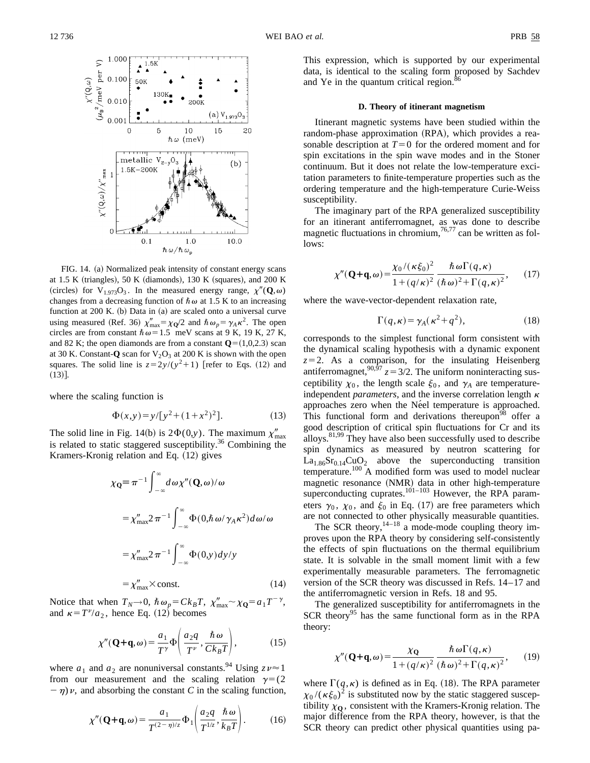FIG. 14. (a) Normalized peak intensity of constant energy scans at 1.5 K (triangles), 50 K (diamonds), 130 K (squares), and 200 K (circles) for $V_{1.973}O_3$. In the measured energy range, $\chi''(\mathbf{Q},\omega)$ changes from a decreasing function of $\hbar\omega$ at 1.5 K to an increasing function at 200 K. (b) Data in (a) are scaled onto a universal curve using measured (Ref. 36) $\chi''_{\rm max}=\chi_{\mathbf{Q}}/2$ and $\hbar\omega_p=\gamma_A\kappa^2$. The open circles are from constant $\hbar\omega=1.5$ meV scans at 9 K, 19 K, 27 K, and 82 K; the open diamonds are from a constant $\mathbf{Q}=(1,0,2.3)$ scan at 30 K. Constant-$\mathbf{Q}$ scan for $V_2O_3$ at 200 K is shown with the open squares. The solid line is $z=2y/(y^2+1)$ [refer to Eqs. (12) and (13)].

where the scaling function is

$$\Phi(x,y)=y/[y^2+(1+x^2)^2]. \tag{13}$$

The solid line in Fig. 14(b) is $2\Phi(0,y)$. The maximum $\chi''_{\rm max}$ is related to static staggered susceptibility.[36] Combining the Kramers-Kronig relation and Eq. (12) gives

$$\begin{aligned}\chi_{\mathbf{Q}} &\equiv \pi^{-1}\int_{-\infty}^{\infty} d\omega\, \chi''(\mathbf{Q},\omega)/\omega \\ &= \chi''_{\rm max} 2\pi^{-1}\int_{-\infty}^{\infty}\Phi(0,\hbar\omega/\gamma_A\kappa^2)\,d\omega/\omega \\ &= \chi''_{\rm max}2\pi^{-1}\int_{-\infty}^{\infty}\Phi(0,y)\,dy/y \\ &= \chi''_{\rm max}\times \text{const.}\end{aligned} \tag{14}$$

Notice that when $T_N\to 0$, $\hbar\omega_p=Ck_BT$, $\chi''_{\rm max}\sim\chi_{\mathbf{Q}}=a_1T^{-\gamma}$, and $\kappa=T^{\nu}/a_2$, hence Eq. (12) becomes

$$\chi''(\mathbf{Q}+\mathbf{q},\omega)=\frac{a_1}{T^{\gamma}}\Phi\left(\frac{a_2q}{T^{\nu}},\frac{\hbar\omega}{Ck_BT}\right), \tag{15}$$

where $a_1$ and $a_2$ are nonuniversal constants.[94] Using $z\nu\approx 1$ from our measurement and the scaling relation $\gamma=(2-\eta)\nu$, and absorbing the constant $C$ in the scaling function,

$$\chi''(\mathbf{Q}+\mathbf{q},\omega)=\frac{a_1}{T^{(2-\eta)/z}}\Phi_1\left(\frac{a_2q}{T^{1/z}},\frac{\hbar\omega}{k_BT}\right). \tag{16}$$

This expression, which is supported by our experimental data, is identical to the scaling form proposed by Sachdev and Ye in the quantum critical region.[86]

### D. Theory of itinerant magnetism

Itinerant magnetic systems have been studied within the random-phase approximation (RPA), which provides a reasonable description at $T=0$ for the ordered moment and for spin excitations in the spin wave modes and in the Stoner continuum. But it does not relate the low-temperature excitation parameters to finite-temperature properties such as the ordering temperature and the high-temperature Curie-Weiss susceptibility.

The imaginary part of the RPA generalized susceptibility for an itinerant antiferromagnet, as was done to describe magnetic fluctuations in chromium,[76,77] can be written as follows:

$$\chi''(\mathbf{Q}+\mathbf{q},\omega)=\frac{\chi_0/(\kappa\xi_0)^2}{1+(q/\kappa)^2}\frac{\hbar\omega\Gamma(q,\kappa)}{(\hbar\omega)^2+\Gamma(q,\kappa)^2}, \tag{17}$$

where the wave-vector-dependent relaxation rate,

$$\Gamma(q,\kappa)=\gamma_A(\kappa^2+q^2), \tag{18}$$

corresponds to the simplest functional form consistent with the dynamical scaling hypothesis with a dynamic exponent $z=2$. As a comparison, for the insulating Heisenberg antiferromagnet,[90,97] $z=3/2$. The uniform noninteracting susceptibility $\chi_0$, the length scale $\xi_0$, and $\gamma_A$ are temperature-independent *parameters*, and the inverse correlation length $\kappa$ approaches zero when the Néel temperature is approached. This functional form and derivations thereupon[98] offer a good description of critical spin fluctuations for Cr and its alloys.[81,99] They have also been successfully used to describe spin dynamics as measured by neutron scattering for $La_{1.86}Sr_{0.14}CuO_2$ above the superconducting transition temperature.[100] A modified form was used to model nuclear magnetic resonance (NMR) data in other high-temperature superconducting cuprates.[101–103] However, the RPA parameters $\gamma_0$, $\chi_0$, and $\xi_0$ in Eq. (17) are free parameters which are not connected to other physically measurable quantities.

The SCR theory,[14–18] a mode-mode coupling theory improves upon the RPA theory by considering self-consistently the effects of spin fluctuations on the thermal equilibrium state. It is solvable in the small moment limit with a few experimentally measurable parameters. The ferromagnetic version of the SCR theory was discussed in Refs. 14–17 and the antiferromagnetic version in Refs. 18 and 95.

The generalized susceptibility for antiferromagnets in the SCR theory[95] has the same functional form as in the RPA theory:

$$\chi''(\mathbf{Q}+\mathbf{q},\omega)=\frac{\chi_{\mathbf{Q}}}{1+(q/\kappa)^2}\frac{\hbar\omega\Gamma(q,\kappa)}{(\hbar\omega)^2+\Gamma(q,\kappa)^2}, \tag{19}$$

where $\Gamma(q,\kappa)$ is defined as in Eq. (18). The RPA parameter $\chi_0/(\kappa\xi_0)^2$ is substituted now by the static staggered susceptibility $\chi_{\mathbf{Q}}$, consistent with the Kramers-Kronig relation. The major difference from the RPA theory, however, is that the SCR theory can predict other physical quantities using pa-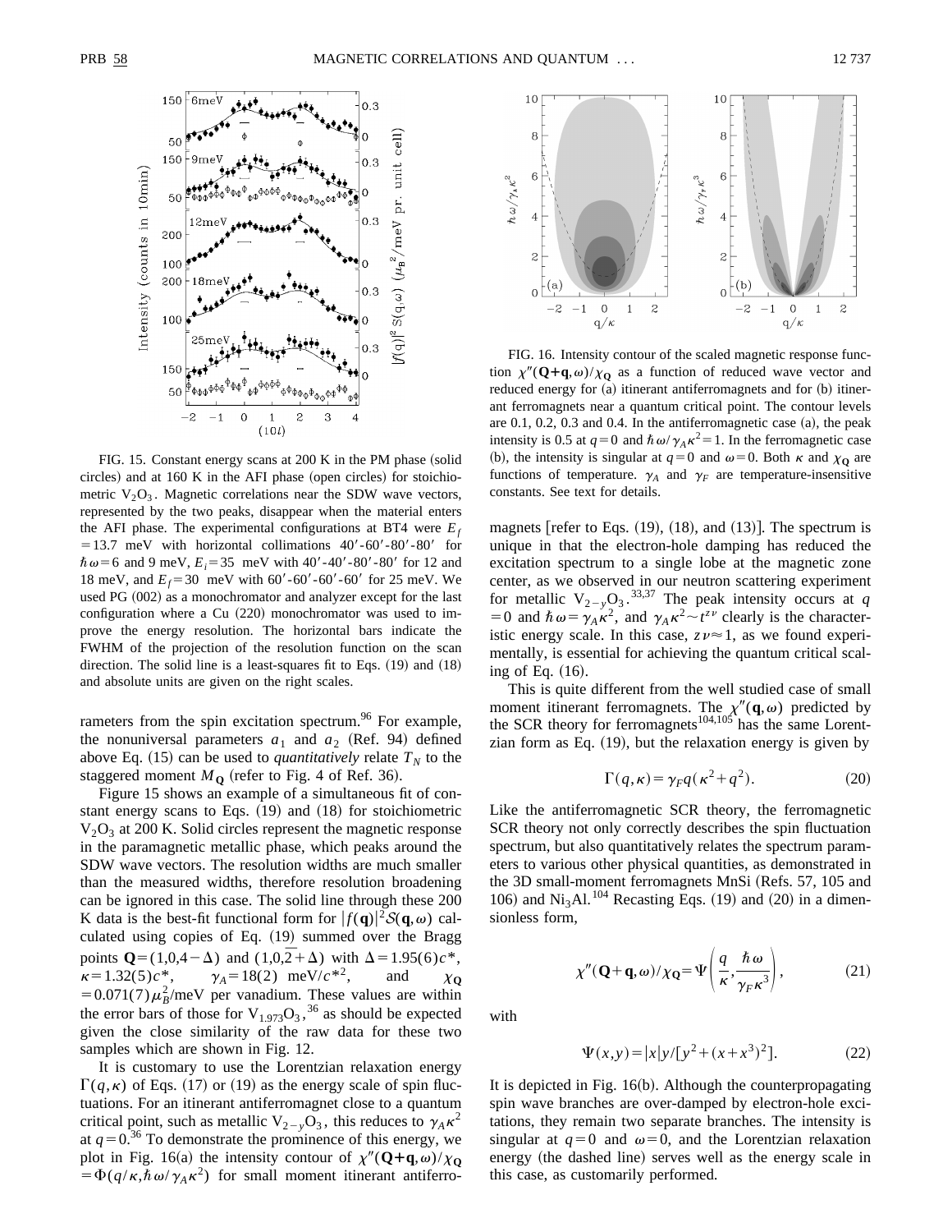FIG. 15. Constant energy scans at 200 K in the PM phase (solid circles) and at 160 K in the AFI phase (open circles) for stoichiometric $V_2O_3$. Magnetic correlations near the SDW wave vectors, represented by the two peaks, disappear when the material enters the AFI phase. The experimental configurations at BT4 were $E_f = 13.7$ meV with horizontal collimations 40′-60′-80′-80′ for $\hbar\omega = 6$ and 9 meV, $E_i = 35$ meV with 40′-40′-80′-80′ for 12 and 18 meV, and $E_f = 30$ meV with 60′-60′-60′-60′ for 25 meV. We used PG (002) as a monochromator and analyzer except for the last configuration where a Cu (220) monochromator was used to improve the energy resolution. The horizontal bars indicate the FWHM of the projection of the resolution function on the scan direction. The solid line is a least-squares fit to Eqs. (19) and (18) and absolute units are given on the right scales.

rameters from the spin excitation spectrum.[96] For example, the nonuniversal parameters $a_1$ and $a_2$ (Ref. 94) defined above Eq. (15) can be used to *quantitatively* relate $T_N$ to the staggered moment $M_{\mathbf{Q}}$ (refer to Fig. 4 of Ref. 36).

Figure 15 shows an example of a simultaneous fit of constant energy scans to Eqs. (19) and (18) for stoichiometric $V_2O_3$ at 200 K. Solid circles represent the magnetic response in the paramagnetic metallic phase, which peaks around the SDW wave vectors. The resolution widths are much smaller than the measured widths, therefore resolution broadening can be ignored in this case. The solid line through these 200 K data is the best-fit functional form for $|f(\mathbf{q})|^2 \mathcal{S}(\mathbf{q},\omega)$ calculated using copies of Eq. (19) summed over the Bragg points $\mathbf{Q} = (1,0,4-\Delta)$ and $(1,0,\bar{2}+\Delta)$ with $\Delta = 1.95(6)c^*$, $\kappa = 1.32(5)c^*$, $\gamma_A = 18(2)$ meV/$c^{*2}$, and $\chi_{\mathbf{Q}} = 0.071(7)\mu_B^2$/meV per vanadium. These values are within the error bars of those for $V_{1.973}O_3$,[36] as should be expected given the close similarity of the raw data for these two samples which are shown in Fig. 12.

It is customary to use the Lorentzian relaxation energy $\Gamma(q,\kappa)$ of Eqs. (17) or (19) as the energy scale of spin fluctuations. For an itinerant antiferromagnet close to a quantum critical point, such as metallic $V_{2-y}O_3$, this reduces to $\gamma_A\kappa^2$ at $q=0$.[36] To demonstrate the prominence of this energy, we plot in Fig. 16(a) the intensity contour of $\chi''(\mathbf{Q}+\mathbf{q},\omega)/\chi_{\mathbf{Q}} = \Phi(q/\kappa, \hbar\omega/\gamma_A\kappa^2)$ for small moment itinerant antiferromagnets [refer to Eqs. (19), (18), and (13)]. The spectrum is unique in that the electron-hole damping has reduced the excitation spectrum to a single lobe at the magnetic zone center, as we observed in our neutron scattering experiment for metallic $V_{2-y}O_3$.[33,37] The peak intensity occurs at $q=0$ and $\hbar\omega = \gamma_A\kappa^2$, and $\gamma_A\kappa^2 \sim t^{z\nu}$ clearly is the characteristic energy scale. In this case, $z\nu \approx 1$, as we found experimentally, is essential for achieving the quantum critical scaling of Eq. (16).

FIG. 16. Intensity contour of the scaled magnetic response function $\chi''(\mathbf{Q}+\mathbf{q},\omega)/\chi_{\mathbf{Q}}$ as a function of reduced wave vector and reduced energy for (a) itinerant antiferromagnets and for (b) itinerant ferromagnets near a quantum critical point. The contour levels are 0.1, 0.2, 0.3 and 0.4. In the antiferromagnetic case (a), the peak intensity is 0.5 at $q=0$ and $\hbar\omega/\gamma_A\kappa^2 = 1$. In the ferromagnetic case (b), the intensity is singular at $q=0$ and $\omega=0$. Both $\kappa$ and $\chi_{\mathbf{Q}}$ are functions of temperature. $\gamma_A$ and $\gamma_F$ are temperature-insensitive constants. See text for details.

This is quite different from the well studied case of small moment itinerant ferromagnets. The $\chi''(\mathbf{q},\omega)$ predicted by the SCR theory for ferromagnets[104,105] has the same Lorentzian form as Eq. (19), but the relaxation energy is given by

$$\Gamma(q,\kappa) = \gamma_F q(\kappa^2 + q^2). \tag{20}$$

Like the antiferromagnetic SCR theory, the ferromagnetic SCR theory not only correctly describes the spin fluctuation spectrum, but also quantitatively relates the spectrum parameters to various other physical quantities, as demonstrated in the 3D small-moment ferromagnets MnSi (Refs. 57, 105 and 106) and $Ni_3Al$.[104] Recasting Eqs. (19) and (20) in a dimensionless form,

$$\chi''(\mathbf{Q}+\mathbf{q},\omega)/\chi_{\mathbf{Q}} = \Psi\left(\frac{q}{\kappa}, \frac{\hbar\omega}{\gamma_F\kappa^3}\right), \tag{21}$$

with

$$\Psi(x,y) = |x|y/[y^2 + (x+x^3)^2]. \tag{22}$$

It is depicted in Fig. 16(b). Although the counterpropagating spin wave branches are over-damped by electron-hole excitations, they remain two separate branches. The intensity is singular at $q=0$ and $\omega=0$, and the Lorentzian relaxation energy (the dashed line) serves well as the energy scale in this case, as customarily performed.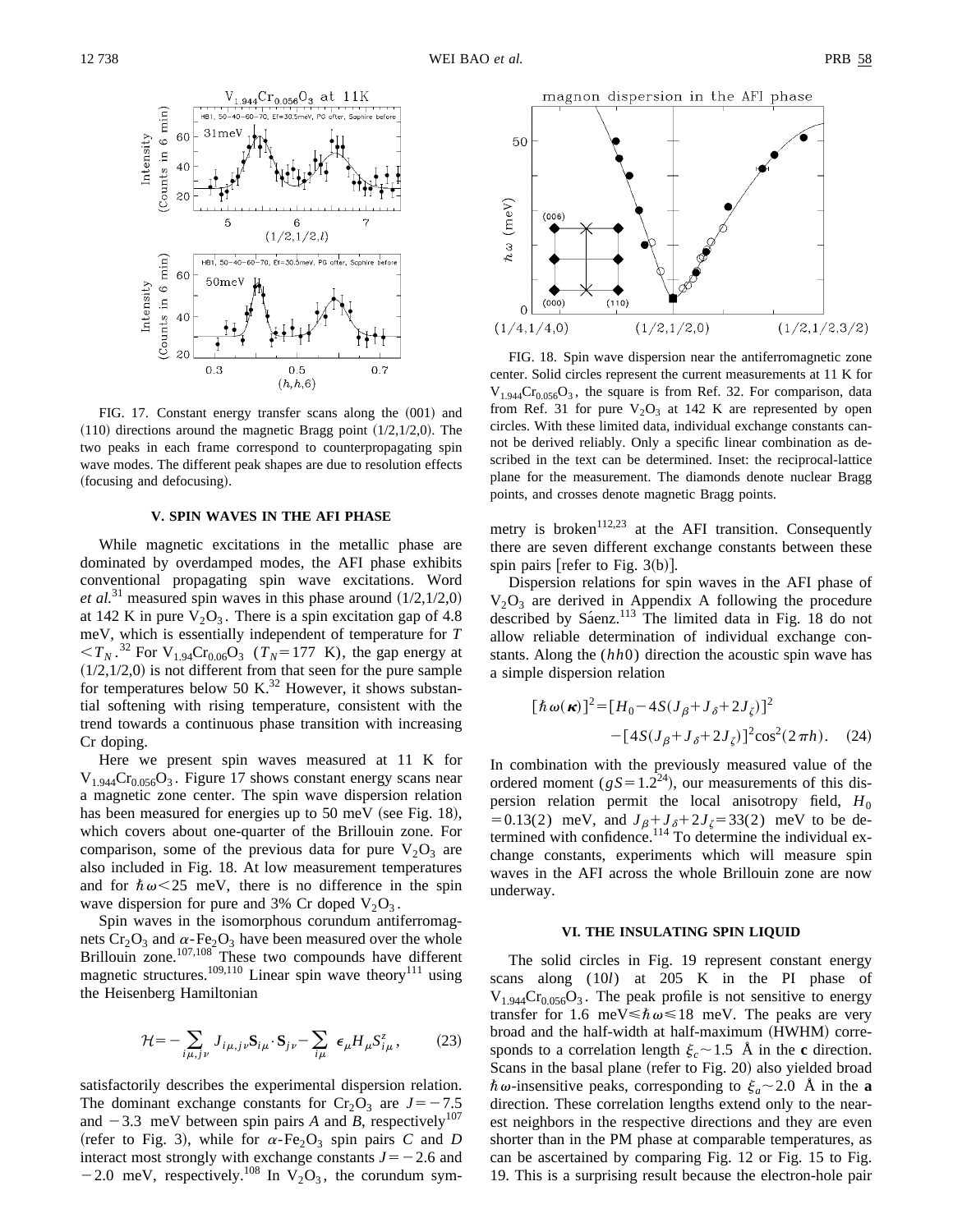FIG. 17. Constant energy transfer scans along the (001) and (110) directions around the magnetic Bragg point (1/2,1/2,0). The two peaks in each frame correspond to counterpropagating spin wave modes. The different peak shapes are due to resolution effects (focusing and defocusing).

FIG. 18. Spin wave dispersion near the antiferromagnetic zone center. Solid circles represent the current measurements at 11 K for $V_{1.944}Cr_{0.056}O_3$, the square is from Ref. 32. For comparison, data from Ref. 31 for pure $V_2O_3$ at 142 K are represented by open circles. With these limited data, individual exchange constants cannot be derived reliably. Only a specific linear combination as described in the text can be determined. Inset: the reciprocal-lattice plane for the measurement. The diamonds denote nuclear Bragg points, and crosses denote magnetic Bragg points.

## V. SPIN WAVES IN THE AFI PHASE

While magnetic excitations in the metallic phase are dominated by overdamped modes, the AFI phase exhibits conventional propagating spin wave excitations. Word *et al.*[31] measured spin waves in this phase around (1/2,1/2,0) at 142 K in pure $V_2O_3$. There is a spin excitation gap of 4.8 meV, which is essentially independent of temperature for $T < T_N$.[32] For $V_{1.94}Cr_{0.06}O_3$ ($T_N = 177$ K), the gap energy at (1/2,1/2,0) is not different from that seen for the pure sample for temperatures below 50 K.[32] However, it shows substantial softening with rising temperature, consistent with the trend towards a continuous phase transition with increasing Cr doping.

Here we present spin waves measured at 11 K for $V_{1.944}Cr_{0.056}O_3$. Figure 17 shows constant energy scans near a magnetic zone center. The spin wave dispersion relation has been measured for energies up to 50 meV (see Fig. 18), which covers about one-quarter of the Brillouin zone. For comparison, some of the previous data for pure $V_2O_3$ are also included in Fig. 18. At low measurement temperatures and for $\hbar\omega < 25$ meV, there is no difference in the spin wave dispersion for pure and 3% Cr doped $V_2O_3$.

Spin waves in the isomorphous corundum antiferromagnets $Cr_2O_3$ and $\alpha$-$Fe_2O_3$ have been measured over the whole Brillouin zone.[107,108] These two compounds have different magnetic structures.[109,110] Linear spin wave theory[111] using the Heisenberg Hamiltonian

$$\mathcal{H} = -\sum_{i\mu, j\nu} J_{i\mu, j\nu} \mathbf{S}_{i\mu} \cdot \mathbf{S}_{j\nu} - \sum_{i\mu} \epsilon_\mu H_\mu S^z_{i\mu}, \tag{23}$$

satisfactorily describes the experimental dispersion relation. The dominant exchange constants for $Cr_2O_3$ are $J = -7.5$ and $-3.3$ meV between spin pairs $A$ and $B$, respectively[107] (refer to Fig. 3), while for $\alpha$-$Fe_2O_3$ spin pairs $C$ and $D$ interact most strongly with exchange constants $J = -2.6$ and $-2.0$ meV, respectively.[108] In $V_2O_3$, the corundum symmetry is broken[112,23] at the AFI transition. Consequently there are seven different exchange constants between these spin pairs [refer to Fig. 3(b)].

Dispersion relations for spin waves in the AFI phase of $V_2O_3$ are derived in Appendix A following the procedure described by Sáenz.[113] The limited data in Fig. 18 do not allow reliable determination of individual exchange constants. Along the $(hh0)$ direction the acoustic spin wave has a simple dispersion relation

$$[\hbar\omega(\boldsymbol{\kappa})]^2 = [H_0 - 4S(J_\beta + J_\delta + 2J_\zeta)]^2 - [4S(J_\beta + J_\delta + 2J_\zeta)]^2 \cos^2(2\pi h). \tag{24}$$

In combination with the previously measured value of the ordered moment ($gS = 1.2$[24]), our measurements of this dispersion relation permit the local anisotropy field, $H_0 = 0.13(2)$ meV, and $J_\beta + J_\delta + 2J_\zeta = 33(2)$ meV to be determined with confidence.[114] To determine the individual exchange constants, experiments which will measure spin waves in the AFI across the whole Brillouin zone are now underway.

## VI. THE INSULATING SPIN LIQUID

The solid circles in Fig. 19 represent constant energy scans along $(10l)$ at 205 K in the PI phase of $V_{1.944}Cr_{0.056}O_3$. The peak profile is not sensitive to energy transfer for 1.6 meV $\leq \hbar\omega \leq 18$ meV. The peaks are very broad and the half-width at half-maximum (HWHM) corresponds to a correlation length $\xi_c \sim 1.5$ Å in the **c** direction. Scans in the basal plane (refer to Fig. 20) also yielded broad $\hbar\omega$-insensitive peaks, corresponding to $\xi_a \sim 2.0$ Å in the **a** direction. These correlation lengths extend only to the nearest neighbors in the respective directions and they are even shorter than in the PM phase at comparable temperatures, as can be ascertained by comparing Fig. 12 or Fig. 15 to Fig. 19. This is a surprising result because the electron-hole pair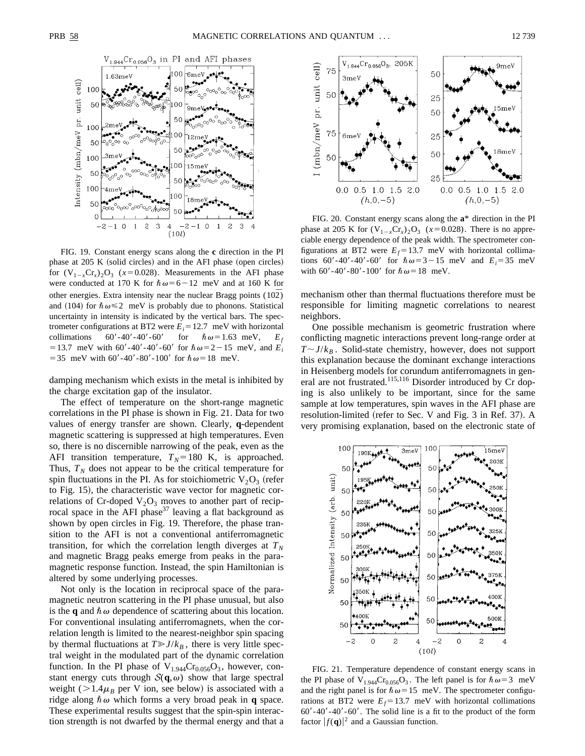FIG. 19. Constant energy scans along the **c** direction in the PI phase at 205 K (solid circles) and in the AFI phase (open circles) for $(V_{1-x}Cr_x)_2O_3$ $(x=0.028)$. Measurements in the AFI phase were conducted at 170 K for $\hbar\omega=6-12$ meV and at 160 K for other energies. Extra intensity near the nuclear Bragg points $(10\overline{2})$ and (104) for $\hbar\omega\leq 2$ meV is probably due to phonons. Statistical uncertainty in intensity is indicated by the vertical bars. The spectrometer configurations at BT2 were $E_i=12.7$ meV with horizontal collimations 60′-40′-40′-60′ for $\hbar\omega=1.63$ meV, $E_f=13.7$ meV with 60′-40′-40′-60′ for $\hbar\omega=2-15$ meV, and $E_i=35$ meV with 60′-40′-80′-100′ for $\hbar\omega=18$ meV.

damping mechanism which exists in the metal is inhibited by the charge excitation gap of the insulator.

The effect of temperature on the short-range magnetic correlations in the PI phase is shown in Fig. 21. Data for two values of energy transfer are shown. Clearly, **q**-dependent magnetic scattering is suppressed at high temperatures. Even so, there is no discernible narrowing of the peak, even as the AFI transition temperature, $T_N=180$ K, is approached. Thus, $T_N$ does not appear to be the critical temperature for spin fluctuations in the PI. As for stoichiometric $V_2O_3$ (refer to Fig. 15), the characteristic wave vector for magnetic correlations of Cr-doped $V_2O_3$ moves to another part of reciprocal space in the AFI phase[37] leaving a flat background as shown by open circles in Fig. 19. Therefore, the phase transition to the AFI is not a conventional antiferromagnetic transition, for which the correlation length diverges at $T_N$ and magnetic Bragg peaks emerge from peaks in the paramagnetic response function. Instead, the spin Hamiltonian is altered by some underlying processes.

Not only is the location in reciprocal space of the paramagnetic neutron scattering in the PI phase unusual, but also is the **q** and $\hbar\omega$ dependence of scattering about this location. For conventional insulating antiferromagnets, when the correlation length is limited to the nearest-neighbor spin spacing by thermal fluctuations at $T\gg J/k_B$, there is very little spectral weight in the modulated part of the dynamic correlation function. In the PI phase of $V_{1.944}Cr_{0.056}O_3$, however, constant energy cuts through $\mathcal{S}(\mathbf{q},\omega)$ show that large spectral weight ($>1.4\mu_B$ per V ion, see below) is associated with a ridge along $\hbar\omega$ which forms a very broad peak in **q** space. These experimental results suggest that the spin-spin interaction strength is not dwarfed by the thermal energy and that a mechanism other than thermal fluctuations therefore must be responsible for limiting magnetic correlations to nearest neighbors.

FIG. 20. Constant energy scans along the **a*** direction in the PI phase at 205 K for $(V_{1-x}Cr_x)_2O_3$ $(x=0.028)$. There is no appreciable energy dependence of the peak width. The spectrometer configurations at BT2 were $E_f=13.7$ meV with horizontal collimations 60′-40′-40′-60′ for $\hbar\omega=3-15$ meV and $E_i=35$ meV with 60′-40′-80′-100′ for $\hbar\omega=18$ meV.

One possible mechanism is geometric frustration where conflicting magnetic interactions prevent long-range order at $T\sim J/k_B$. Solid-state chemistry, however, does not support this explanation because the dominant exchange interactions in Heisenberg models for corundum antiferromagnets in general are not frustrated.[115,116] Disorder introduced by Cr doping is also unlikely to be important, since for the same sample at low temperatures, spin waves in the AFI phase are resolution-limited (refer to Sec. V and Fig. 3 in Ref. 37). A very promising explanation, based on the electronic state of

FIG. 21. Temperature dependence of constant energy scans in the PI phase of $V_{1.944}Cr_{0.056}O_3$. The left panel is for $\hbar\omega=3$ meV and the right panel is for $\hbar\omega=15$ meV. The spectrometer configurations at BT2 were $E_f=13.7$ meV with horizontal collimations 60′-40′-40′-60′. The solid line is a fit to the product of the form factor $|f(\mathbf{q})|^2$ and a Gaussian function.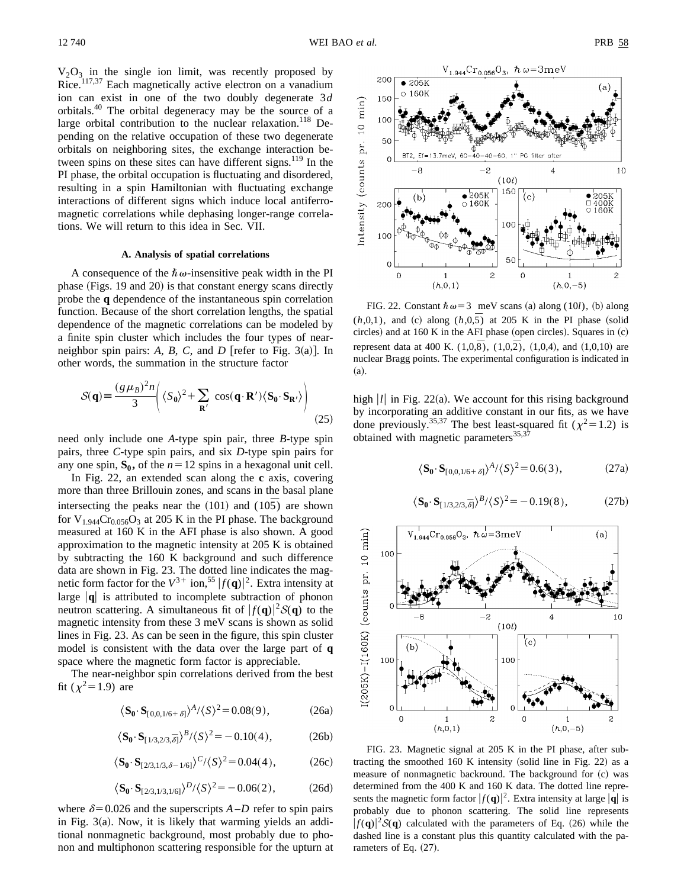$V_2O_3$ in the single ion limit, was recently proposed by Rice.[117,37] Each magnetically active electron on a vanadium ion can exist in one of the two doubly degenerate $3d$ orbitals.[40] The orbital degeneracy may be the source of a large orbital contribution to the nuclear relaxation.[118] Depending on the relative occupation of these two degenerate orbitals on neighboring sites, the exchange interaction between spins on these sites can have different signs.[119] In the PI phase, the orbital occupation is fluctuating and disordered, resulting in a spin Hamiltonian with fluctuating exchange interactions of different signs which induce local antiferromagnetic correlations while dephasing longer-range correlations. We will return to this idea in Sec. VII.

### A. Analysis of spatial correlations

A consequence of the $\hbar\omega$-insensitive peak width in the PI phase (Figs. 19 and 20) is that constant energy scans directly probe the **q** dependence of the instantaneous spin correlation function. Because of the short correlation lengths, the spatial dependence of the magnetic correlations can be modeled by a finite spin cluster which includes the four types of near-neighbor spin pairs: $A$, $B$, $C$, and $D$ [refer to Fig. 3(a)]. In other words, the summation in the structure factor

$$\mathcal{S}(\mathbf{q}) \equiv \frac{(g\mu_B)^2 n}{3}\left(\langle S_0\rangle^2 + \sum_{\mathbf{R}'} \cos(\mathbf{q}\cdot\mathbf{R}')\langle \mathbf{S_0}\cdot\mathbf{S_{R'}}\rangle\right) \tag{25}$$

need only include one $A$-type spin pair, three $B$-type spin pairs, three $C$-type spin pairs, and six $D$-type spin pairs for any one spin, $\mathbf{S_0}$, of the $n=12$ spins in a hexagonal unit cell.

In Fig. 22, an extended scan along the **c** axis, covering more than three Brillouin zones, and scans in the basal plane intersecting the peaks near the (101) and $(10\bar{5})$ are shown for $V_{1.944}Cr_{0.056}O_3$ at 205 K in the PI phase. The background measured at 160 K in the AFI phase is also shown. A good approximation to the magnetic intensity at 205 K is obtained by subtracting the 160 K background and such difference data are shown in Fig. 23. The dotted line indicates the magnetic form factor for the $V^{3+}$ ion,[55] $|f(\mathbf{q})|^2$. Extra intensity at large $|\mathbf{q}|$ is attributed to incomplete subtraction of phonon neutron scattering. A simultaneous fit of $|f(\mathbf{q})|^2\mathcal{S}(\mathbf{q})$ to the magnetic intensity from these 3 meV scans is shown as solid lines in Fig. 23. As can be seen in the figure, this spin cluster model is consistent with the data over the large part of **q** space where the magnetic form factor is appreciable.

The near-neighbor spin correlations derived from the best fit ($\chi^2=1.9$) are

$$\langle \mathbf{S_0}\cdot\mathbf{S}_{[0,0,1/6+\delta]}\rangle^A/\langle S\rangle^2 = 0.08(9), \tag{26a}$$

$$\langle \mathbf{S_0}\cdot\mathbf{S}_{[1/3,2/3,\bar{\delta}]}\rangle^B/\langle S\rangle^2 = -0.10(4), \tag{26b}$$

$$\langle \mathbf{S_0}\cdot\mathbf{S}_{[2/3,1/3,\delta-1/6]}\rangle^C/\langle S\rangle^2 = 0.04(4), \tag{26c}$$

$$\langle \mathbf{S_0}\cdot\mathbf{S}_{[2/3,1/3,1/6]}\rangle^D/\langle S\rangle^2 = -0.06(2), \tag{26d}$$

where $\delta=0.026$ and the superscripts $A$–$D$ refer to spin pairs in Fig. 3(a). Now, it is likely that warming yields an additional nonmagnetic background, most probably due to phonon and multiphonon scattering responsible for the upturn at high $|l|$ in Fig. 22(a). We account for this rising background by incorporating an additive constant in our fits, as we have done previously.[35,37] The best least-squared fit ($\chi^2=1.2$) is obtained with magnetic parameters[35,37]

$$\langle \mathbf{S_0}\cdot\mathbf{S}_{[0,0,1/6+\delta]}\rangle^A/\langle S\rangle^2 = 0.6(3), \tag{27a}$$

$$\langle \mathbf{S_0}\cdot\mathbf{S}_{[1/3,2/3,\bar{\delta}]}\rangle^B/\langle S\rangle^2 = -0.19(8), \tag{27b}$$

FIG. 22. Constant $\hbar\omega=3$ meV scans (a) along $(10l)$, (b) along $(h,0,1)$, and (c) along $(h,0,\bar{5})$ at 205 K in the PI phase (solid circles) and at 160 K in the AFI phase (open circles). Squares in (c) represent data at 400 K. $(1,0,\bar{8})$, $(1,0,\bar{2})$, $(1,0,4)$, and $(1,0,10)$ are nuclear Bragg points. The experimental configuration is indicated in (a).

FIG. 23. Magnetic signal at 205 K in the PI phase, after subtracting the smoothed 160 K intensity (solid line in Fig. 22) as a measure of nonmagnetic backround. The background for (c) was determined from the 400 K and 160 K data. The dotted line represents the magnetic form factor $|f(\mathbf{q})|^2$. Extra intensity at large $|\mathbf{q}|$ is probably due to phonon scattering. The solid line represents $|f(\mathbf{q})|^2\mathcal{S}(\mathbf{q})$ calculated with the parameters of Eq. (26) while the dashed line is a constant plus this quantity calculated with the parameters of Eq. (27).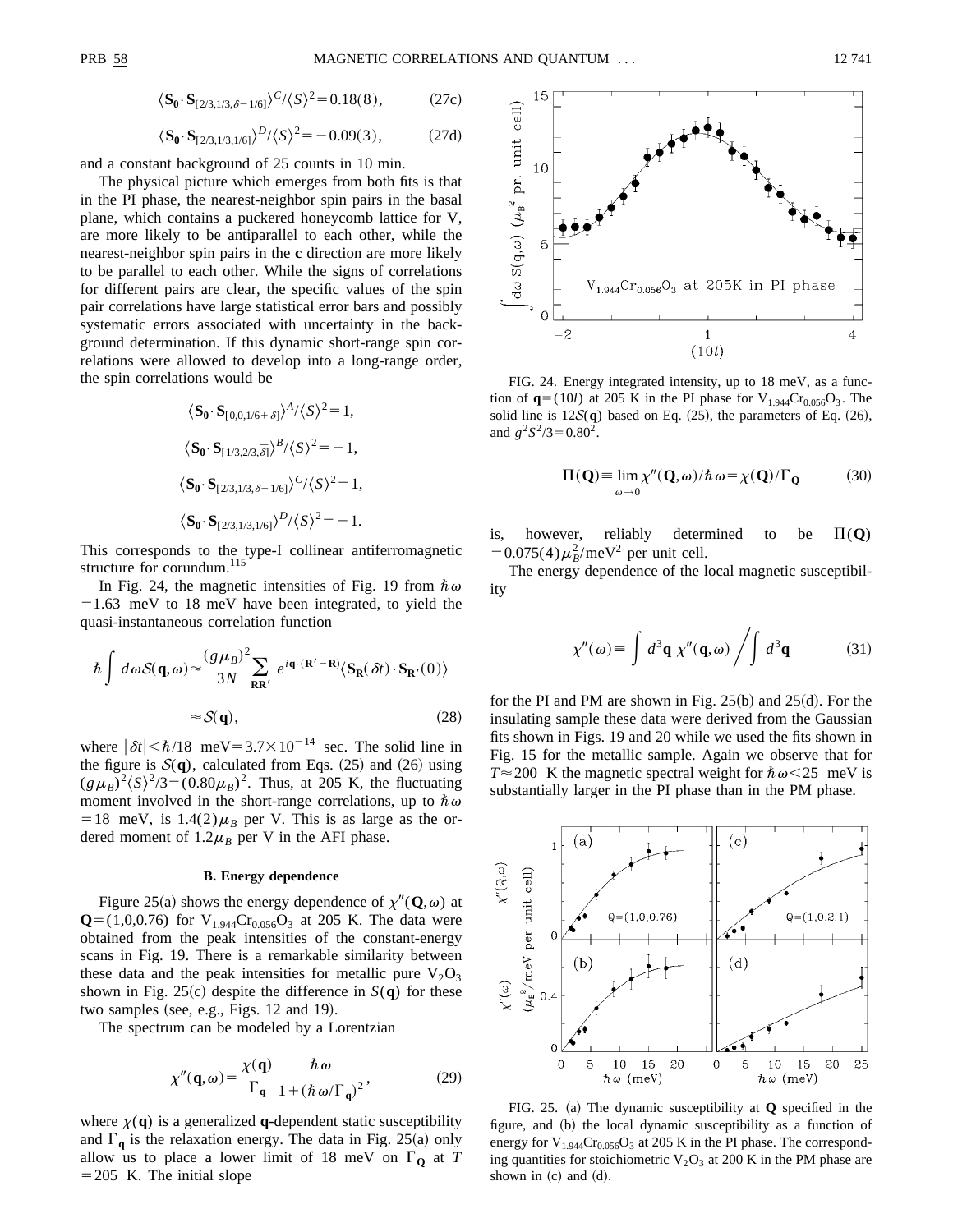$$\langle \mathbf{S_0} \cdot \mathbf{S}_{[2/3,1/3,\delta-1/6]} \rangle^C / \langle S \rangle^2 = 0.18(8), \qquad (27c)$$

$$\langle \mathbf{S_0} \cdot \mathbf{S}_{[2/3,1/3,1/6]} \rangle^D / \langle S \rangle^2 = -0.09(3), \qquad (27d)$$

and a constant background of 25 counts in 10 min.

The physical picture which emerges from both fits is that in the PI phase, the nearest-neighbor spin pairs in the basal plane, which contains a puckered honeycomb lattice for V, are more likely to be antiparallel to each other, while the nearest-neighbor spin pairs in the **c** direction are more likely to be parallel to each other. While the signs of correlations for different pairs are clear, the specific values of the spin pair correlations have large statistical error bars and possibly systematic errors associated with uncertainty in the background determination. If this dynamic short-range spin correlations were allowed to develop into a long-range order, the spin correlations would be

$$\langle \mathbf{S_0} \cdot \mathbf{S}_{[0,0,1/6+\delta]} \rangle^A / \langle S \rangle^2 = 1,$$

$$\langle \mathbf{S_0} \cdot \mathbf{S}_{[1/3,2/3,\bar{\delta}]} \rangle^B / \langle S \rangle^2 = -1,$$

$$\langle \mathbf{S_0} \cdot \mathbf{S}_{[2/3,1/3,\delta-1/6]} \rangle^C / \langle S \rangle^2 = 1,$$

$$\langle \mathbf{S_0} \cdot \mathbf{S}_{[2/3,1/3,1/6]} \rangle^D / \langle S \rangle^2 = -1.$$

This corresponds to the type-I collinear antiferromagnetic structure for corundum.[115]

In Fig. 24, the magnetic intensities of Fig. 19 from $\hbar\omega = 1.63$ meV to 18 meV have been integrated, to yield the quasi-instantaneous correlation function

$$\hbar \int d\omega \mathcal{S}(\mathbf{q},\omega) \approx \frac{(g\mu_B)^2}{3N} \sum_{\mathbf{RR}'} e^{i\mathbf{q}\cdot(\mathbf{R}'-\mathbf{R})} \langle \mathbf{S_R}(\delta t) \cdot \mathbf{S_{R'}}(0) \rangle$$

$$\approx \mathcal{S}(\mathbf{q}), \qquad (28)$$

where $|\delta t| < \hbar/18 \text{ meV} = 3.7 \times 10^{-14}$ sec. The solid line in the figure is $\mathcal{S}(\mathbf{q})$, calculated from Eqs. (25) and (26) using $(g\mu_B)^2 \langle S \rangle^2 / 3 = (0.80\mu_B)^2$. Thus, at 205 K, the fluctuating moment involved in the short-range correlations, up to $\hbar\omega = 18$ meV, is $1.4(2)\mu_B$ per V. This is as large as the ordered moment of $1.2\mu_B$ per V in the AFI phase.

### B. Energy dependence

Figure 25(a) shows the energy dependence of $\chi''(\mathbf{Q},\omega)$ at $\mathbf{Q} = (1,0,0.76)$ for $V_{1.944}Cr_{0.056}O_3$ at 205 K. The data were obtained from the peak intensities of the constant-energy scans in Fig. 19. There is a remarkable similarity between these data and the peak intensities for metallic pure $V_2O_3$ shown in Fig. 25(c) despite the difference in $S(\mathbf{q})$ for these two samples (see, e.g., Figs. 12 and 19).

The spectrum can be modeled by a Lorentzian

$$\chi''(\mathbf{q},\omega) = \frac{\chi(\mathbf{q})}{\Gamma_{\mathbf{q}}} \frac{\hbar\omega}{1 + (\hbar\omega/\Gamma_{\mathbf{q}})^2}, \qquad (29)$$

where $\chi(\mathbf{q})$ is a generalized $\mathbf{q}$-dependent static susceptibility and $\Gamma_{\mathbf{q}}$ is the relaxation energy. The data in Fig. 25(a) only allow us to place a lower limit of 18 meV on $\Gamma_{\mathbf{Q}}$ at $T = 205$ K. The initial slope

FIG. 24. Energy integrated intensity, up to 18 meV, as a function of $\mathbf{q} = (10l)$ at 205 K in the PI phase for $V_{1.944}Cr_{0.056}O_3$. The solid line is $12\mathcal{S}(\mathbf{q})$ based on Eq. (25), the parameters of Eq. (26), and $g^2S^2/3 = 0.80^2$.

$$\Pi(\mathbf{Q}) \equiv \lim_{\omega \to 0} \chi''(\mathbf{Q},\omega)/\hbar\omega = \chi(\mathbf{Q})/\Gamma_{\mathbf{Q}} \qquad (30)$$

is, however, reliably determined to be $\Pi(\mathbf{Q}) = 0.075(4)\mu_B^2/\text{meV}^2$ per unit cell.

The energy dependence of the local magnetic susceptibility

$$\chi''(\omega) \equiv \int d^3\mathbf{q}\, \chi''(\mathbf{q},\omega) \bigg/ \int d^3\mathbf{q} \qquad (31)$$

for the PI and PM are shown in Fig. 25(b) and 25(d). For the insulating sample these data were derived from the Gaussian fits shown in Figs. 19 and 20 while we used the fits shown in Fig. 15 for the metallic sample. Again we observe that for $T \approx 200$ K the magnetic spectral weight for $\hbar\omega < 25$ meV is substantially larger in the PI phase than in the PM phase.

FIG. 25. (a) The dynamic susceptibility at $\mathbf{Q}$ specified in the figure, and (b) the local dynamic susceptibility as a function of energy for $V_{1.944}Cr_{0.056}O_3$ at 205 K in the PI phase. The corresponding quantities for stoichiometric $V_2O_3$ at 200 K in the PM phase are shown in (c) and (d).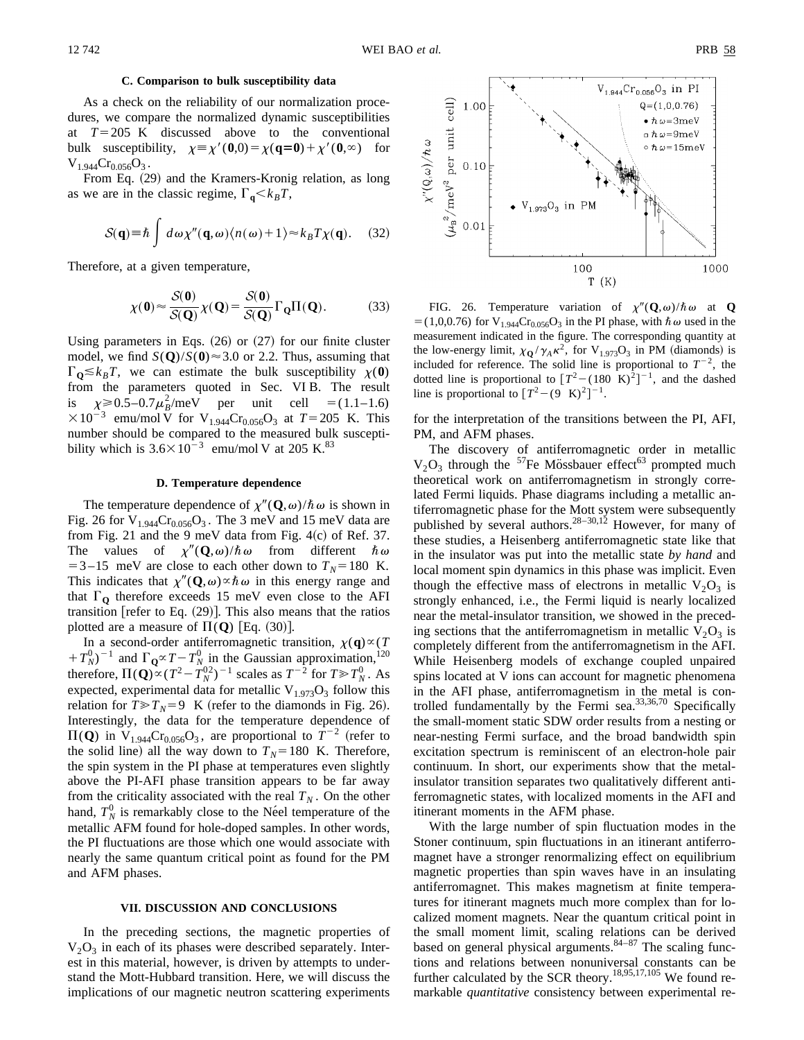### C. Comparison to bulk susceptibility data

As a check on the reliability of our normalization procedures, we compare the normalized dynamic susceptibilities at $T=205$ K discussed above to the conventional bulk susceptibility, $\chi \equiv \chi'(\mathbf{0},0)=\chi(\mathbf{q=0})+\chi'(\mathbf{0},\infty)$ for $V_{1.944}Cr_{0.056}O_3$.

From Eq. (29) and the Kramers-Kronig relation, as long as we are in the classic regime, $\Gamma_{\mathbf{q}}<k_BT$,

$$\mathcal{S}(\mathbf{q})\equiv\hbar\int d\omega\chi''(\mathbf{q},\omega)\langle n(\omega)+1\rangle\approx k_BT\chi(\mathbf{q}). \quad (32)$$

Therefore, at a given temperature,

$$\chi(\mathbf{0})\approx\frac{\mathcal{S}(\mathbf{0})}{\mathcal{S}(\mathbf{Q})}\chi(\mathbf{Q})=\frac{\mathcal{S}(\mathbf{0})}{\mathcal{S}(\mathbf{Q})}\Gamma_{\mathbf{Q}}\Pi(\mathbf{Q}). \quad (33)$$

Using parameters in Eqs. (26) or (27) for our finite cluster model, we find $S(\mathbf{Q})/S(\mathbf{0})\approx 3.0$ or 2.2. Thus, assuming that $\Gamma_{\mathbf{Q}}\lesssim k_BT$, we can estimate the bulk susceptibility $\chi(\mathbf{0})$ from the parameters quoted in Sec. VI B. The result is $\chi \geqslant 0.5$–$0.7\mu_B^2$/meV per unit cell $=(1.1$–$1.6)\times10^{-3}$ emu/mol V for $V_{1.944}Cr_{0.056}O_3$ at $T=205$ K. This number should be compared to the measured bulk susceptibility which is $3.6\times10^{-3}$ emu/mol V at 205 K.[83]

### D. Temperature dependence

The temperature dependence of $\chi''(\mathbf{Q},\omega)/\hbar\omega$ is shown in Fig. 26 for $V_{1.944}Cr_{0.056}O_3$. The 3 meV and 15 meV data are from Fig. 21 and the 9 meV data from Fig. 4(c) of Ref. 37. The values of $\chi''(\mathbf{Q},\omega)/\hbar\omega$ from different $\hbar\omega=3$–15 meV are close to each other down to $T_N=180$ K. This indicates that $\chi''(\mathbf{Q},\omega)\propto\hbar\omega$ in this energy range and that $\Gamma_{\mathbf{Q}}$ therefore exceeds 15 meV even close to the AFI transition [refer to Eq. (29)]. This also means that the ratios plotted are a measure of $\Pi(\mathbf{Q})$ [Eq. (30)].

In a second-order antiferromagnetic transition, $\chi(\mathbf{q})\propto(T+T_N^0)^{-1}$ and $\Gamma_{\mathbf{Q}}\propto T-T_N^0$ in the Gaussian approximation,[120] therefore, $\Pi(\mathbf{Q})\propto(T^2-T_N^{02})^{-1}$ scales as $T^{-2}$ for $T\gg T_N^0$. As expected, experimental data for metallic $V_{1.973}O_3$ follow this relation for $T\gg T_N=9$ K (refer to the diamonds in Fig. 26). Interestingly, the data for the temperature dependence of $\Pi(\mathbf{Q})$ in $V_{1.944}Cr_{0.056}O_3$, are proportional to $T^{-2}$ (refer to the solid line) all the way down to $T_N=180$ K. Therefore, the spin system in the PI phase at temperatures even slightly above the PI-AFI phase transition appears to be far away from the criticality associated with the real $T_N$. On the other hand, $T_N^0$ is remarkably close to the Néel temperature of the metallic AFM found for hole-doped samples. In other words, the PI fluctuations are those which one would associate with nearly the same quantum critical point as found for the PM and AFM phases.

FIG. 26. Temperature variation of $\chi''(\mathbf{Q},\omega)/\hbar\omega$ at $\mathbf{Q}=(1,0,0.76)$ for $V_{1.944}Cr_{0.056}O_3$ in the PI phase, with $\hbar\omega$ used in the measurement indicated in the figure. The corresponding quantity at the low-energy limit, $\chi_{\mathbf{Q}}/\gamma_A\kappa^2$, for $V_{1.973}O_3$ in PM (diamonds) is included for reference. The solid line is proportional to $T^{-2}$, the dotted line is proportional to $[T^2-(180\text{ K})^2]^{-1}$, and the dashed line is proportional to $[T^2-(9\text{ K})^2]^{-1}$.

## VII. DISCUSSION AND CONCLUSIONS

In the preceding sections, the magnetic properties of $V_2O_3$ in each of its phases were described separately. Interest in this material, however, is driven by attempts to understand the Mott-Hubbard transition. Here, we will discuss the implications of our magnetic neutron scattering experiments for the interpretation of the transitions between the PI, AFI, PM, and AFM phases.

The discovery of antiferromagnetic order in metallic $V_2O_3$ through the $^{57}$Fe Mössbauer effect[63] prompted much theoretical work on antiferromagnetism in strongly correlated Fermi liquids. Phase diagrams including a metallic antiferromagnetic phase for the Mott system were subsequently published by several authors.[28–30,12] However, for many of these studies, a Heisenberg antiferromagnetic state like that in the insulator was put into the metallic state *by hand* and local moment spin dynamics in this phase was implicit. Even though the effective mass of electrons in metallic $V_2O_3$ is strongly enhanced, i.e., the Fermi liquid is nearly localized near the metal-insulator transition, we showed in the preceding sections that the antiferromagnetism in metallic $V_2O_3$ is completely different from the antiferromagnetism in the AFI. While Heisenberg models of exchange coupled unpaired spins located at V ions can account for magnetic phenomena in the AFI phase, antiferromagnetism in the metal is controlled fundamentally by the Fermi sea.[33,36,70] Specifically the small-moment static SDW order results from a nesting or near-nesting Fermi surface, and the broad bandwidth spin excitation spectrum is reminiscent of an electron-hole pair continuum. In short, our experiments show that the metal-insulator transition separates two qualitatively different antiferromagnetic states, with localized moments in the AFI and itinerant moments in the AFM phase.

With the large number of spin fluctuation modes in the Stoner continuum, spin fluctuations in an itinerant antiferromagnet have a stronger renormalizing effect on equilibrium magnetic properties than spin waves have in an insulating antiferromagnet. This makes magnetism at finite temperatures for itinerant magnets much more complex than for localized moment magnets. Near the quantum critical point in the small moment limit, scaling relations can be derived based on general physical arguments.[84–87] The scaling functions and relations between nonuniversal constants can be further calculated by the SCR theory.[18,95,17,105] We found remarkable *quantitative* consistency between experimental re-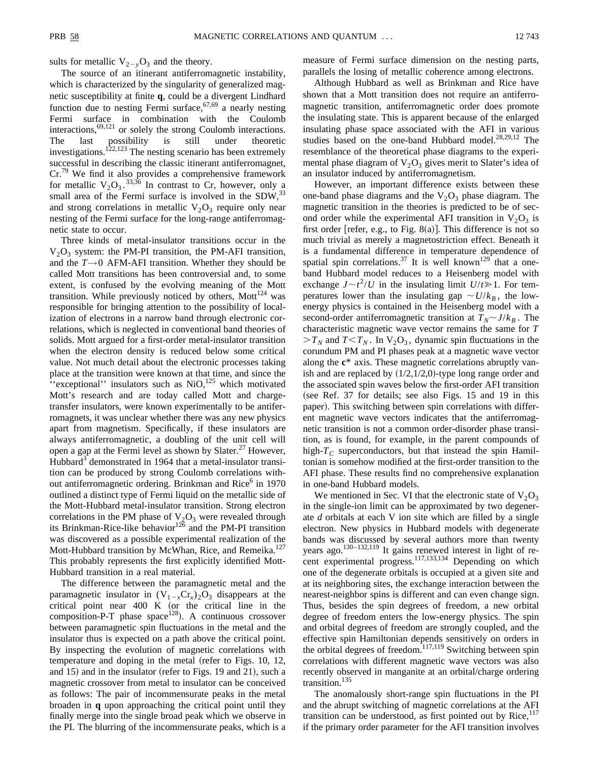sults for metallic $V_{2-y}O_3$ and the theory.

The source of an itinerant antiferromagnetic instability, which is characterized by the singularity of generalized magnetic susceptibility at finite **q**, could be a divergent Lindhard function due to nesting Fermi surface,[67,69] a nearly nesting Fermi surface in combination with the Coulomb interactions,[69,121] or solely the strong Coulomb interactions. The last possibility is still under theoretic investigations.[122,123] The nesting scenario has been extremely successful in describing the classic itinerant antiferromagnet, Cr.[79] We find it also provides a comprehensive framework for metallic $V_2O_3$.[33,36] In contrast to Cr, however, only a small area of the Fermi surface is involved in the SDW,[33] and strong correlations in metallic $V_2O_3$ require only near nesting of the Fermi surface for the long-range antiferromagnetic state to occur.

Three kinds of metal-insulator transitions occur in the $V_2O_3$ system: the PM-PI transition, the PM-AFI transition, and the $T\rightarrow 0$ AFM-AFI transition. Whether they should be called Mott transitions has been controversial and, to some extent, is confused by the evolving meaning of the Mott transition. While previously noticed by others, Mott[124] was responsible for bringing attention to the possibility of localization of electrons in a narrow band through electronic correlations, which is neglected in conventional band theories of solids. Mott argued for a first-order metal-insulator transition when the electron density is reduced below some critical value. Not much detail about the electronic processes taking place at the transition were known at that time, and since the ''exceptional'' insulators such as NiO,[125] which motivated Mott's research and are today called Mott and charge-transfer insulators, were known experimentally to be antiferromagnets, it was unclear whether there was any new physics apart from magnetism. Specifically, if these insulators are always antiferromagnetic, a doubling of the unit cell will open a gap at the Fermi level as shown by Slater.[27] However, Hubbard[3] demonstrated in 1964 that a metal-insulator transition can be produced by strong Coulomb correlations without antiferromagnetic ordering. Brinkman and Rice[6] in 1970 outlined a distinct type of Fermi liquid on the metallic side of the Mott-Hubbard metal-insulator transition. Strong electron correlations in the PM phase of $V_2O_3$ were revealed through its Brinkman-Rice-like behavior[126] and the PM-PI transition was discovered as a possible experimental realization of the Mott-Hubbard transition by McWhan, Rice, and Remeika.[127] This probably represents the first explicitly identified Mott-Hubbard transition in a real material.

The difference between the paramagnetic metal and the paramagnetic insulator in $(V_{1-x}Cr_x)_2O_3$ disappears at the critical point near 400 K (or the critical line in the composition-P-T phase space[128]). A continuous crossover between paramagnetic spin fluctuations in the metal and the insulator thus is expected on a path above the critical point. By inspecting the evolution of magnetic correlations with temperature and doping in the metal (refer to Figs. 10, 12, and 15) and in the insulator (refer to Figs. 19 and 21), such a magnetic crossover from metal to insulator can be conceived as follows: The pair of incommensurate peaks in the metal broaden in **q** upon approaching the critical point until they finally merge into the single broad peak which we observe in the PI. The blurring of the incommensurate peaks, which is a measure of Fermi surface dimension on the nesting parts, parallels the losing of metallic coherence among electrons.

Although Hubbard as well as Brinkman and Rice have shown that a Mott transition does not require an antiferromagnetic transition, antiferromagnetic order does promote the insulating state. This is apparent because of the enlarged insulating phase space associated with the AFI in various studies based on the one-band Hubbard model.[28,29,12] The resemblance of the theoretical phase diagrams to the experimental phase diagram of $V_2O_3$ gives merit to Slater's idea of an insulator induced by antiferromagnetism.

However, an important difference exists between these one-band phase diagrams and the $V_2O_3$ phase diagram. The magnetic transition in the theories is predicted to be of second order while the experimental AFI transition in $V_2O_3$ is first order [refer, e.g., to Fig. 8(a)]. This difference is not so much trivial as merely a magnetostriction effect. Beneath it is a fundamental difference in temperature dependence of spatial spin correlations.[37] It is well known[129] that a one-band Hubbard model reduces to a Heisenberg model with exchange $J\sim t^2/U$ in the insulating limit $U/t \gg 1$. For temperatures lower than the insulating gap $\sim U/k_B$, the low-energy physics is contained in the Heisenberg model with a second-order antiferromagnetic transition at $T_N \sim J/k_B$. The characteristic magnetic wave vector remains the same for $T>T_N$ and $T<T_N$. In $V_2O_3$, dynamic spin fluctuations in the corundum PM and PI phases peak at a magnetic wave vector along the $\mathbf{c}^*$ axis. These magnetic correlations abruptly vanish and are replaced by $(1/2,1/2,0)$-type long range order and the associated spin waves below the first-order AFI transition (see Ref. 37 for details; see also Figs. 15 and 19 in this paper). This switching between spin correlations with different magnetic wave vectors indicates that the antiferromagnetic transition is not a common order-disorder phase transition, as is found, for example, in the parent compounds of high-$T_C$ superconductors, but that instead the spin Hamiltonian is somehow modified at the first-order transition to the AFI phase. These results find no comprehensive explanation in one-band Hubbard models.

We mentioned in Sec. VI that the electronic state of $V_2O_3$ in the single-ion limit can be approximated by two degenerate $d$ orbitals at each V ion site which are filled by a single electron. New physics in Hubbard models with degenerate bands was discussed by several authors more than twenty years ago.[130–132,119] It gains renewed interest in light of recent experimental progress.[117,133,134] Depending on which one of the degenerate orbitals is occupied at a given site and at its neighboring sites, the exchange interaction between the nearest-neighbor spins is different and can even change sign. Thus, besides the spin degrees of freedom, a new orbital degree of freedom enters the low-energy physics. The spin and orbital degrees of freedom are strongly coupled, and the effective spin Hamiltonian depends sensitively on orders in the orbital degrees of freedom.[117,119] Switching between spin correlations with different magnetic wave vectors was also recently observed in manganite at an orbital/charge ordering transition.[135]

The anomalously short-range spin fluctuations in the PI and the abrupt switching of magnetic correlations at the AFI transition can be understood, as first pointed out by Rice,[117] if the primary order parameter for the AFI transition involves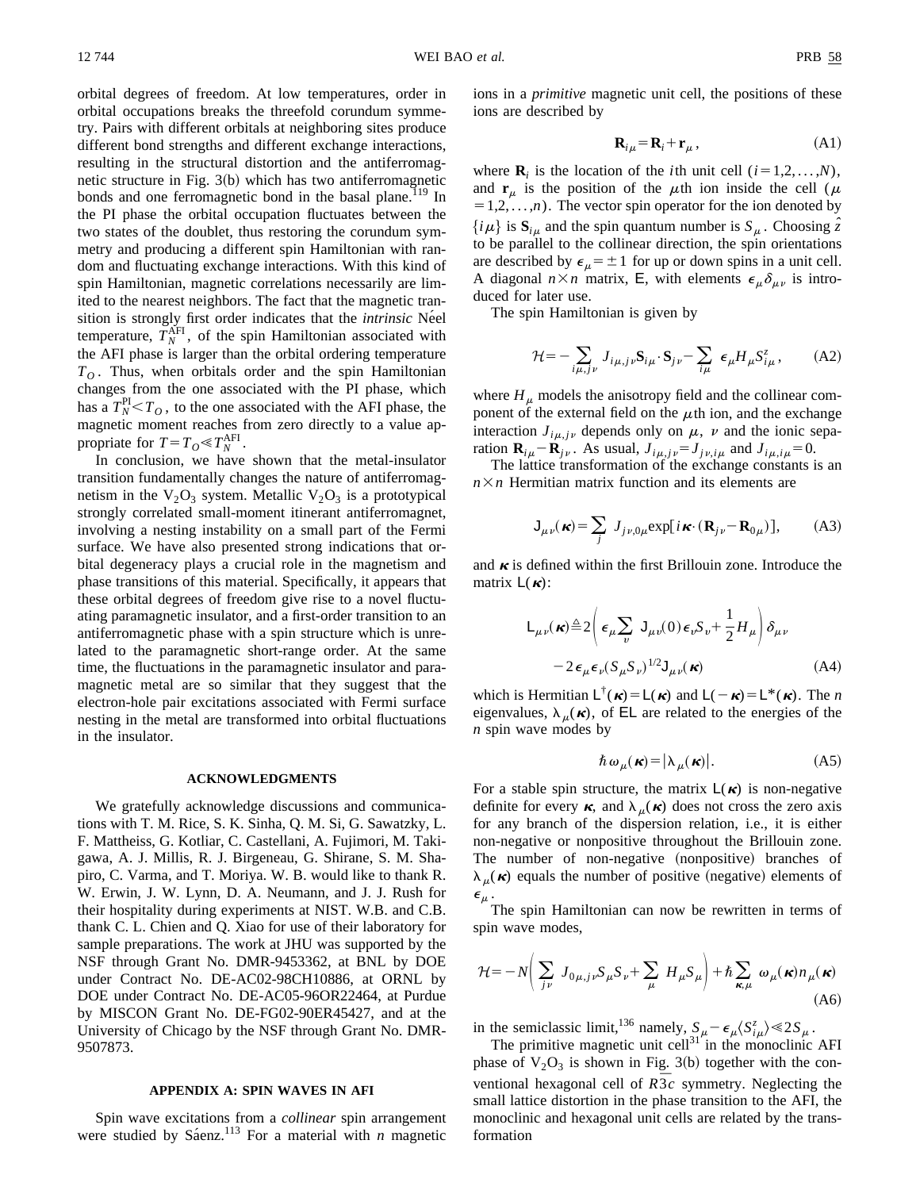orbital degrees of freedom. At low temperatures, order in orbital occupations breaks the threefold corundum symmetry. Pairs with different orbitals at neighboring sites produce different bond strengths and different exchange interactions, resulting in the structural distortion and the antiferromagnetic structure in Fig. 3(b) which has two antiferromagnetic bonds and one ferromagnetic bond in the basal plane.[119] In the PI phase the orbital occupation fluctuates between the two states of the doublet, thus restoring the corundum symmetry and producing a different spin Hamiltonian with random and fluctuating exchange interactions. With this kind of spin Hamiltonian, magnetic correlations necessarily are limited to the nearest neighbors. The fact that the magnetic transition is strongly first order indicates that the *intrinsic* Néel temperature, $T_N^{\mathrm{AFI}}$, of the spin Hamiltonian associated with the AFI phase is larger than the orbital ordering temperature $T_O$. Thus, when orbitals order and the spin Hamiltonian changes from the one associated with the PI phase, which has a $T_N^{\mathrm{PI}} < T_O$, to the one associated with the AFI phase, the magnetic moment reaches from zero directly to a value appropriate for $T = T_O \ll T_N^{\mathrm{AFI}}$.

In conclusion, we have shown that the metal-insulator transition fundamentally changes the nature of antiferromagnetism in the $V_2O_3$ system. Metallic $V_2O_3$ is a prototypical strongly correlated small-moment itinerant antiferromagnet, involving a nesting instability on a small part of the Fermi surface. We have also presented strong indications that orbital degeneracy plays a crucial role in the magnetism and phase transitions of this material. Specifically, it appears that these orbital degrees of freedom give rise to a novel fluctuating paramagnetic insulator, and a first-order transition to an antiferromagnetic phase with a spin structure which is unrelated to the paramagnetic short-range order. At the same time, the fluctuations in the paramagnetic insulator and paramagnetic metal are so similar that they suggest that the electron-hole pair excitations associated with Fermi surface nesting in the metal are transformed into orbital fluctuations in the insulator.

## ACKNOWLEDGMENTS

We gratefully acknowledge discussions and communications with T. M. Rice, S. K. Sinha, Q. M. Si, G. Sawatzky, L. F. Mattheiss, G. Kotliar, C. Castellani, A. Fujimori, M. Takigawa, A. J. Millis, R. J. Birgeneau, G. Shirane, S. M. Shapiro, C. Varma, and T. Moriya. W. B. would like to thank R. W. Erwin, J. W. Lynn, D. A. Neumann, and J. J. Rush for their hospitality during experiments at NIST. W.B. and C.B. thank C. L. Chien and Q. Xiao for use of their laboratory for sample preparations. The work at JHU was supported by the NSF through Grant No. DMR-9453362, at BNL by DOE under Contract No. DE-AC02-98CH10886, at ORNL by DOE under Contract No. DE-AC05-96OR22464, at Purdue by MISCON Grant No. DE-FG02-90ER45427, and at the University of Chicago by the NSF through Grant No. DMR-9507873.

## APPENDIX A: SPIN WAVES IN AFI

Spin wave excitations from a *collinear* spin arrangement were studied by Sáenz.[113] For a material with $n$ magnetic ions in a *primitive* magnetic unit cell, the positions of these ions are described by

$$\mathbf{R}_{i\mu} = \mathbf{R}_i + \mathbf{r}_\mu , \tag{A1}$$

where $\mathbf{R}_i$ is the location of the $i$th unit cell $(i = 1,2,\ldots,N)$, and $\mathbf{r}_\mu$ is the position of the $\mu$th ion inside the cell $(\mu = 1,2,\ldots,n)$. The vector spin operator for the ion denoted by $\{i\mu\}$ is $\mathbf{S}_{i\mu}$ and the spin quantum number is $S_\mu$. Choosing $\hat{z}$ to be parallel to the collinear direction, the spin orientations are described by $\epsilon_\mu = \pm 1$ for up or down spins in a unit cell. A diagonal $n\times n$ matrix, $\mathsf{E}$, with elements $\epsilon_\mu \delta_{\mu\nu}$ is introduced for later use.

The spin Hamiltonian is given by

$$\mathcal{H} = -\sum_{i\mu,j\nu} J_{i\mu,j\nu} \mathbf{S}_{i\mu}\cdot \mathbf{S}_{j\nu} - \sum_{i\mu} \epsilon_\mu H_\mu S_{i\mu}^z , \tag{A2}$$

where $H_\mu$ models the anisotropy field and the collinear component of the external field on the $\mu$th ion, and the exchange interaction $J_{i\mu,j\nu}$ depends only on $\mu$, $\nu$ and the ionic separation $\mathbf{R}_{i\mu} - \mathbf{R}_{j\nu}$. As usual, $J_{i\mu,j\nu} = J_{j\nu,i\mu}$ and $J_{i\mu,i\mu} = 0$.

The lattice transformation of the exchange constants is an $n\times n$ Hermitian matrix function and its elements are

$$\mathsf{J}_{\mu\nu}(\boldsymbol{\kappa}) = \sum_j J_{j\nu,0\mu} \exp[i\boldsymbol{\kappa}\cdot(\mathbf{R}_{j\nu} - \mathbf{R}_{0\mu})], \tag{A3}$$

and $\boldsymbol{\kappa}$ is defined within the first Brillouin zone. Introduce the matrix $\mathsf{L}(\boldsymbol{\kappa})$:

$$\begin{aligned}\mathsf{L}_{\mu\nu}(\boldsymbol{\kappa}) \triangleq\, & 2\left(\epsilon_\mu \sum_v \mathsf{J}_{\mu v}(0)\epsilon_v S_v + \frac{1}{2} H_\mu\right)\delta_{\mu\nu} \\ & - 2\epsilon_\mu \epsilon_\nu (S_\mu S_\nu)^{1/2} \mathsf{J}_{\mu\nu}(\boldsymbol{\kappa})\end{aligned} \tag{A4}$$

which is Hermitian $\mathsf{L}^\dagger(\boldsymbol{\kappa}) = \mathsf{L}(\boldsymbol{\kappa})$ and $\mathsf{L}(-\boldsymbol{\kappa}) = \mathsf{L}^*(\boldsymbol{\kappa})$. The $n$ eigenvalues, $\lambda_\mu(\boldsymbol{\kappa})$, of $\mathsf{EL}$ are related to the energies of the $n$ spin wave modes by

$$\hbar\omega_\mu(\boldsymbol{\kappa}) = |\lambda_\mu(\boldsymbol{\kappa})|. \tag{A5}$$

For a stable spin structure, the matrix $\mathsf{L}(\boldsymbol{\kappa})$ is non-negative definite for every $\boldsymbol{\kappa}$, and $\lambda_\mu(\boldsymbol{\kappa})$ does not cross the zero axis for any branch of the dispersion relation, i.e., it is either non-negative or nonpositive throughout the Brillouin zone. The number of non-negative (nonpositive) branches of $\lambda_\mu(\boldsymbol{\kappa})$ equals the number of positive (negative) elements of $\epsilon_\mu$.

The spin Hamiltonian can now be rewritten in terms of spin wave modes,

$$\mathcal{H} = -N\left(\sum_{j\nu} J_{0\mu,j\nu} S_\mu S_\nu + \sum_\mu H_\mu S_\mu\right) + \hbar \sum_{\boldsymbol{\kappa},\mu} \omega_\mu(\boldsymbol{\kappa}) n_\mu(\boldsymbol{\kappa}) \tag{A6}$$

in the semiclassic limit,[136] namely, $S_\mu - \epsilon_\mu \langle S_{i\mu}^z \rangle \ll 2S_\mu$.

The primitive magnetic unit cell[31] in the monoclinic AFI phase of $V_2O_3$ is shown in Fig. 3(b) together with the conventional hexagonal cell of $R\bar{3}c$ symmetry. Neglecting the small lattice distortion in the phase transition to the AFI, the monoclinic and hexagonal unit cells are related by the transformation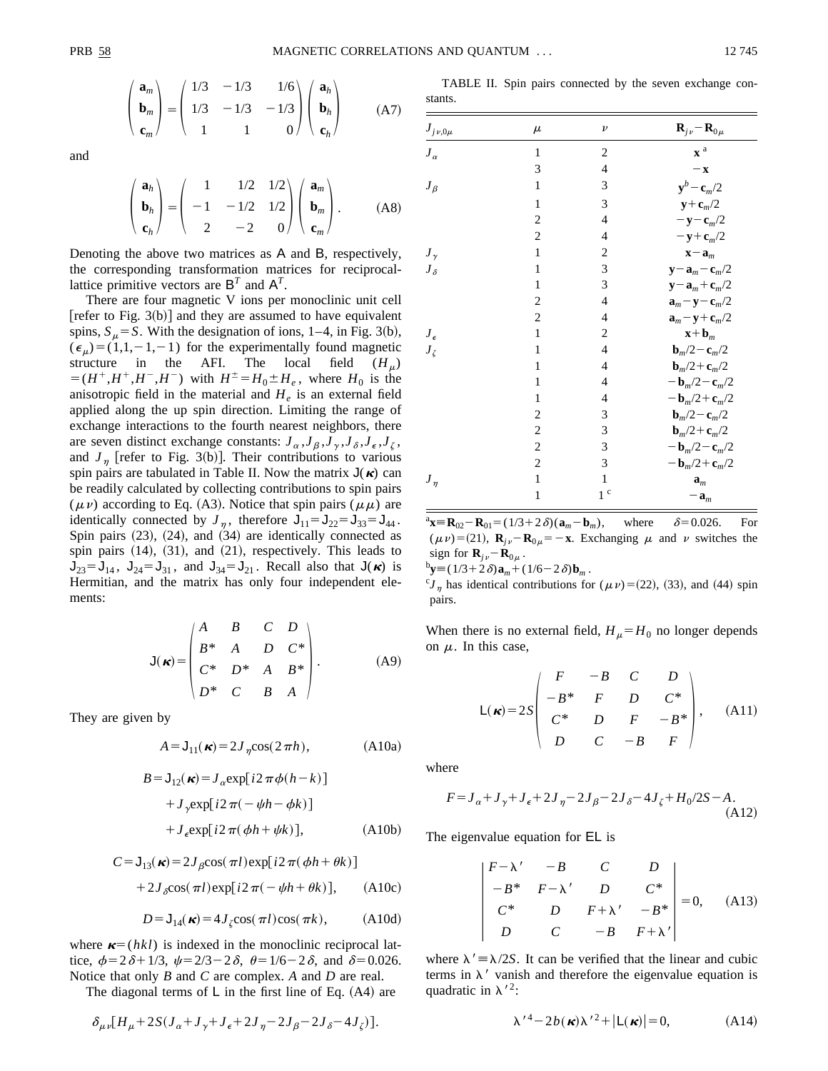$$
\begin{pmatrix} \mathbf{a}_m \\ \mathbf{b}_m \\ \mathbf{c}_m \end{pmatrix} = \begin{pmatrix} 1/3 & -1/3 & 1/6 \\ 1/3 & -1/3 & -1/3 \\ 1 & 1 & 0 \end{pmatrix} \begin{pmatrix} \mathbf{a}_h \\ \mathbf{b}_h \\ \mathbf{c}_h \end{pmatrix} \tag{A7}
$$

and

$$
\begin{pmatrix} \mathbf{a}_h \\ \mathbf{b}_h \\ \mathbf{c}_h \end{pmatrix} = \begin{pmatrix} 1 & 1/2 & 1/2 \\ -1 & -1/2 & 1/2 \\ 2 & -2 & 0 \end{pmatrix} \begin{pmatrix} \mathbf{a}_m \\ \mathbf{b}_m \\ \mathbf{c}_m \end{pmatrix}. \tag{A8}
$$

Denoting the above two matrices as $\mathsf{A}$ and $\mathsf{B}$, respectively, the corresponding transformation matrices for reciprocal-lattice primitive vectors are $\mathsf{B}^T$ and $\mathsf{A}^T$.

There are four magnetic V ions per monoclinic unit cell [refer to Fig. 3(b)] and they are assumed to have equivalent spins, $S_\mu = S$. With the designation of ions, 1–4, in Fig. 3(b), $(\epsilon_\mu) = (1,1,-1,-1)$ for the experimentally found magnetic structure in the AFI. The local field $(H_\mu) = (H^+, H^+, H^-, H^-)$ with $H^\pm = H_0 \pm H_e$, where $H_0$ is the anisotropic field in the material and $H_e$ is an external field applied along the up spin direction. Limiting the range of exchange interactions to the fourth nearest neighbors, there are seven distinct exchange constants: $J_\alpha, J_\beta, J_\gamma, J_\delta, J_\epsilon, J_\zeta$, and $J_\eta$ [refer to Fig. 3(b)]. Their contributions to various spin pairs are tabulated in Table II. Now the matrix $\mathsf{J}(\boldsymbol{\kappa})$ can be readily calculated by collecting contributions to spin pairs $(\mu\nu)$ according to Eq. (A3). Notice that spin pairs $(\mu\mu)$ are identically connected by $J_\eta$, therefore $\mathsf{J}_{11} = \mathsf{J}_{22} = \mathsf{J}_{33} = \mathsf{J}_{44}$. Spin pairs (23), (24), and (34) are identically connected as spin pairs (14), (31), and (21), respectively. This leads to $\mathsf{J}_{23} = \mathsf{J}_{14}$, $\mathsf{J}_{24} = \mathsf{J}_{31}$, and $\mathsf{J}_{34} = \mathsf{J}_{21}$. Recall also that $\mathsf{J}(\boldsymbol{\kappa})$ is Hermitian, and the matrix has only four independent elements:

$$
\mathsf{J}(\boldsymbol{\kappa}) = \begin{pmatrix} A & B & C & D \\ B^* & A & D & C^* \\ C^* & D^* & A & B^* \\ D^* & C & B & A \end{pmatrix}. \tag{A9}
$$

They are given by

$$
A = \mathsf{J}_{11}(\boldsymbol{\kappa}) = 2J_\eta \cos(2\pi h), \tag{A10a}
$$

$$
\begin{aligned} B = \mathsf{J}_{12}(\boldsymbol{\kappa}) &= J_\alpha \exp[i2\pi\phi(h-k)] \\ &+ J_\gamma \exp[i2\pi(-\psi h - \phi k)] \\ &+ J_\epsilon \exp[i2\pi(\phi h + \psi k)], \end{aligned} \tag{A10b}
$$

$$
\begin{aligned} C = \mathsf{J}_{13}(\boldsymbol{\kappa}) &= 2J_\beta \cos(\pi l)\exp[i2\pi(\phi h + \theta k)] \\ &+ 2J_\delta \cos(\pi l)\exp[i2\pi(-\psi h + \theta k)], \end{aligned} \tag{A10c}
$$

$$
D = \mathsf{J}_{14}(\boldsymbol{\kappa}) = 4J_\zeta \cos(\pi l)\cos(\pi k), \tag{A10d}
$$

where $\boldsymbol{\kappa} = (hkl)$ is indexed in the monoclinic reciprocal lattice, $\phi = 2\delta + 1/3$, $\psi = 2/3 - 2\delta$, $\theta = 1/6 - 2\delta$, and $\delta = 0.026$. Notice that only $B$ and $C$ are complex. $A$ and $D$ are real.

The diagonal terms of $\mathsf{L}$ in the first line of Eq. (A4) are

$$
\delta_{\mu\nu}[H_\mu + 2S(J_\alpha + J_\gamma + J_\epsilon + 2J_\eta - 2J_\beta - 2J_\delta - 4J_\zeta)].
$$

TABLE II. Spin pairs connected by the seven exchange constants.

| $J_{j\nu,0\mu}$ | $\mu$ | $\nu$ | $\mathbf{R}_{j\nu} - \mathbf{R}_{0\mu}$ |
|---|---|---|---|
| $J_\alpha$ | 1 | 2 | $\mathbf{x}$ [a] |
| | 3 | 4 | $-\mathbf{x}$ |
| $J_\beta$ | 1 | 3 | $\mathbf{y}^b - \mathbf{c}_m/2$ |
| | 1 | 3 | $\mathbf{y} + \mathbf{c}_m/2$ |
| | 2 | 4 | $-\mathbf{y} - \mathbf{c}_m/2$ |
| | 2 | 4 | $-\mathbf{y} + \mathbf{c}_m/2$ |
| $J_\gamma$ | 1 | 2 | $\mathbf{x} - \mathbf{a}_m$ |
| $J_\delta$ | 1 | 3 | $\mathbf{y} - \mathbf{a}_m - \mathbf{c}_m/2$ |
| | 1 | 3 | $\mathbf{y} - \mathbf{a}_m + \mathbf{c}_m/2$ |
| | 2 | 4 | $\mathbf{a}_m - \mathbf{y} - \mathbf{c}_m/2$ |
| | 2 | 4 | $\mathbf{a}_m - \mathbf{y} + \mathbf{c}_m/2$ |
| $J_\epsilon$ | 1 | 2 | $\mathbf{x} + \mathbf{b}_m$ |
| $J_\zeta$ | 1 | 4 | $\mathbf{b}_m/2 - \mathbf{c}_m/2$ |
| | 1 | 4 | $\mathbf{b}_m/2 + \mathbf{c}_m/2$ |
| | 1 | 4 | $-\mathbf{b}_m/2 - \mathbf{c}_m/2$ |
| | 1 | 4 | $-\mathbf{b}_m/2 + \mathbf{c}_m/2$ |
| | 2 | 3 | $\mathbf{b}_m/2 - \mathbf{c}_m/2$ |
| | 2 | 3 | $\mathbf{b}_m/2 + \mathbf{c}_m/2$ |
| | 2 | 3 | $-\mathbf{b}_m/2 - \mathbf{c}_m/2$ |
| | 2 | 3 | $-\mathbf{b}_m/2 + \mathbf{c}_m/2$ |
| $J_\eta$ | 1 | 1 | $\mathbf{a}_m$ |
| | 1 | 1 [c] | $-\mathbf{a}_m$ |

[a] $\mathbf{x} \equiv \mathbf{R}_{02} - \mathbf{R}_{01} = (1/3 + 2\delta)(\mathbf{a}_m - \mathbf{b}_m)$, where $\delta = 0.026$. For $(\mu\nu) = (21)$, $\mathbf{R}_{j\nu} - \mathbf{R}_{0\mu} = -\mathbf{x}$. Exchanging $\mu$ and $\nu$ switches the sign for $\mathbf{R}_{j\nu} - \mathbf{R}_{0\mu}$.

[b] $\mathbf{y} \equiv (1/3 + 2\delta)\mathbf{a}_m + (1/6 - 2\delta)\mathbf{b}_m$.

[c] $J_\eta$ has identical contributions for $(\mu\nu) = (22)$, (33), and (44) spin pairs.

When there is no external field, $H_\mu = H_0$ no longer depends on $\mu$. In this case,

$$
\mathsf{L}(\boldsymbol{\kappa}) = 2S \begin{pmatrix} F & -B & C & D \\ -B^* & F & D & C^* \\ C^* & D & F & -B^* \\ D & C & -B & F \end{pmatrix}, \tag{A11}
$$

where

$$
F = J_\alpha + J_\gamma + J_\epsilon + 2J_\eta - 2J_\beta - 2J_\delta - 4J_\zeta + H_0/2S - A. \tag{A12}
$$

The eigenvalue equation for $\mathsf{EL}$ is

$$
\begin{vmatrix} F - \lambda' & -B & C & D \\ -B^* & F - \lambda' & D & C^* \\ C^* & D & F + \lambda' & -B^* \\ D & C & -B & F + \lambda' \end{vmatrix} = 0, \tag{A13}
$$

where $\lambda' \equiv \lambda/2S$. It can be verified that the linear and cubic terms in $\lambda'$ vanish and therefore the eigenvalue equation is quadratic in $\lambda'^2$:

$$
\lambda'^4 - 2b(\boldsymbol{\kappa})\lambda'^2 + |\mathsf{L}(\boldsymbol{\kappa})| = 0, \tag{A14}
$$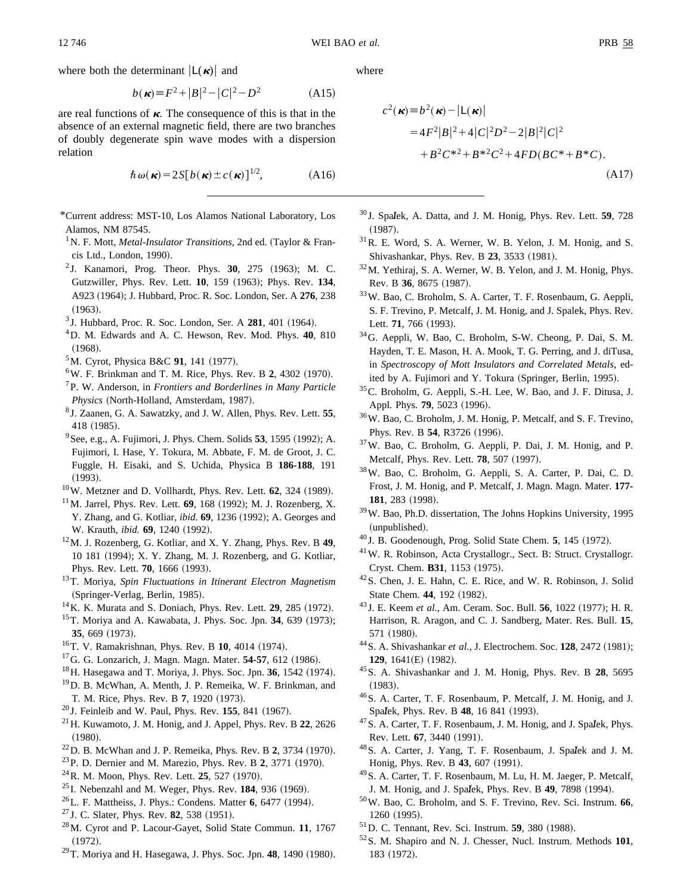where both the determinant $|\mathsf{L}(\boldsymbol{\kappa})|$ and

$$b(\boldsymbol{\kappa}) \equiv F^2 + |B|^2 - |C|^2 - D^2 \tag{A15}$$

are real functions of $\boldsymbol{\kappa}$. The consequence of this is that in the absence of an external magnetic field, there are two branches of doubly degenerate spin wave modes with a dispersion relation

$$\hbar\omega(\boldsymbol{\kappa}) = 2S[b(\boldsymbol{\kappa}) \pm c(\boldsymbol{\kappa})]^{1/2}, \tag{A16}$$

where

$$\begin{aligned} c^2(\boldsymbol{\kappa}) &\equiv b^2(\boldsymbol{\kappa}) - |\mathsf{L}(\boldsymbol{\kappa})| \\ &= 4F^2|B|^2 + 4|C|^2D^2 - 2|B|^2|C|^2 \\ &\quad + B^2C^{*2} + B^{*2}C^2 + 4FD(BC^* + B^*C). \end{aligned} \tag{A17}$$

---

*Current address: MST-10, Los Alamos National Laboratory, Los Alamos, NM 87545.

[1] N. F. Mott, *Metal-Insulator Transitions*, 2nd ed. (Taylor & Francis Ltd., London, 1990).

[2] J. Kanamori, Prog. Theor. Phys. **30**, 275 (1963); M. C. Gutzwiller, Phys. Rev. Lett. **10**, 159 (1963); Phys. Rev. **134**, A923 (1964); J. Hubbard, Proc. R. Soc. London, Ser. A **276**, 238 (1963).

[3] J. Hubbard, Proc. R. Soc. London, Ser. A **281**, 401 (1964).

[4] D. M. Edwards and A. C. Hewson, Rev. Mod. Phys. **40**, 810 (1968).

[5] M. Cyrot, Physica B&C **91**, 141 (1977).

[6] W. F. Brinkman and T. M. Rice, Phys. Rev. B **2**, 4302 (1970).

[7] P. W. Anderson, in *Frontiers and Borderlines in Many Particle Physics* (North-Holland, Amsterdam, 1987).

[8] J. Zaanen, G. A. Sawatzky, and J. W. Allen, Phys. Rev. Lett. **55**, 418 (1985).

[9] See, e.g., A. Fujimori, J. Phys. Chem. Solids **53**, 1595 (1992); A. Fujimori, I. Hase, Y. Tokura, M. Abbate, F. M. de Groot, J. C. Fuggle, H. Eisaki, and S. Uchida, Physica B **186-188**, 191 (1993).

[10] W. Metzner and D. Vollhardt, Phys. Rev. Lett. **62**, 324 (1989).

[11] M. Jarrel, Phys. Rev. Lett. **69**, 168 (1992); M. J. Rozenberg, X. Y. Zhang, and G. Kotliar, *ibid.* **69**, 1236 (1992); A. Georges and W. Krauth, *ibid.* **69**, 1240 (1992).

[12] M. J. Rozenberg, G. Kotliar, and X. Y. Zhang, Phys. Rev. B **49**, 10 181 (1994); X. Y. Zhang, M. J. Rozenberg, and G. Kotliar, Phys. Rev. Lett. **70**, 1666 (1993).

[13] T. Moriya, *Spin Fluctuations in Itinerant Electron Magnetism* (Springer-Verlag, Berlin, 1985).

[14] K. K. Murata and S. Doniach, Phys. Rev. Lett. **29**, 285 (1972).

[15] T. Moriya and A. Kawabata, J. Phys. Soc. Jpn. **34**, 639 (1973); **35**, 669 (1973).

[16] T. V. Ramakrishnan, Phys. Rev. B **10**, 4014 (1974).

[17] G. G. Lonzarich, J. Magn. Magn. Mater. **54-57**, 612 (1986).

[18] H. Hasegawa and T. Moriya, J. Phys. Soc. Jpn. **36**, 1542 (1974).

[19] D. B. McWhan, A. Menth, J. P. Remeika, W. F. Brinkman, and T. M. Rice, Phys. Rev. B **7**, 1920 (1973).

[20] J. Feinleib and W. Paul, Phys. Rev. **155**, 841 (1967).

[21] H. Kuwamoto, J. M. Honig, and J. Appel, Phys. Rev. B **22**, 2626 (1980).

[22] D. B. McWhan and J. P. Remeika, Phys. Rev. B **2**, 3734 (1970).

[23] P. D. Dernier and M. Marezio, Phys. Rev. B **2**, 3771 (1970).

[24] R. M. Moon, Phys. Rev. Lett. **25**, 527 (1970).

[25] I. Nebenzahl and M. Weger, Phys. Rev. **184**, 936 (1969).

[26] L. F. Mattheiss, J. Phys.: Condens. Matter **6**, 6477 (1994).

[27] J. C. Slater, Phys. Rev. **82**, 538 (1951).

[28] M. Cyrot and P. Lacour-Gayet, Solid State Commun. **11**, 1767 (1972).

[29] T. Moriya and H. Hasegawa, J. Phys. Soc. Jpn. **48**, 1490 (1980).

[30] J. Spałek, A. Datta, and J. M. Honig, Phys. Rev. Lett. **59**, 728 (1987).

[31] R. E. Word, S. A. Werner, W. B. Yelon, J. M. Honig, and S. Shivashankar, Phys. Rev. B **23**, 3533 (1981).

[32] M. Yethiraj, S. A. Werner, W. B. Yelon, and J. M. Honig, Phys. Rev. B **36**, 8675 (1987).

[33] W. Bao, C. Broholm, S. A. Carter, T. F. Rosenbaum, G. Aeppli, S. F. Trevino, P. Metcalf, J. M. Honig, and J. Spalek, Phys. Rev. Lett. **71**, 766 (1993).

[34] G. Aeppli, W. Bao, C. Broholm, S-W. Cheong, P. Dai, S. M. Hayden, T. E. Mason, H. A. Mook, T. G. Perring, and J. diTusa, in *Spectroscopy of Mott Insulators and Correlated Metals*, edited by A. Fujimori and Y. Tokura (Springer, Berlin, 1995).

[35] C. Broholm, G. Aeppli, S.-H. Lee, W. Bao, and J. F. Ditusa, J. Appl. Phys. **79**, 5023 (1996).

[36] W. Bao, C. Broholm, J. M. Honig, P. Metcalf, and S. F. Trevino, Phys. Rev. B **54**, R3726 (1996).

[37] W. Bao, C. Broholm, G. Aeppli, P. Dai, J. M. Honig, and P. Metcalf, Phys. Rev. Lett. **78**, 507 (1997).

[38] W. Bao, C. Broholm, G. Aeppli, S. A. Carter, P. Dai, C. D. Frost, J. M. Honig, and P. Metcalf, J. Magn. Magn. Mater. **177-181**, 283 (1998).

[39] W. Bao, Ph.D. dissertation, The Johns Hopkins University, 1995 (unpublished).

[40] J. B. Goodenough, Prog. Solid State Chem. **5**, 145 (1972).

[41] W. R. Robinson, Acta Crystallogr., Sect. B: Struct. Crystallogr. Cryst. Chem. **B31**, 1153 (1975).

[42] S. Chen, J. E. Hahn, C. E. Rice, and W. R. Robinson, J. Solid State Chem. **44**, 192 (1982).

[43] J. E. Keem *et al.*, Am. Ceram. Soc. Bull. **56**, 1022 (1977); H. R. Harrison, R. Aragon, and C. J. Sandberg, Mater. Res. Bull. **15**, 571 (1980).

[44] S. A. Shivashankar *et al.*, J. Electrochem. Soc. **128**, 2472 (1981); **129**, 1641(E) (1982).

[45] S. A. Shivashankar and J. M. Honig, Phys. Rev. B **28**, 5695 (1983).

[46] S. A. Carter, T. F. Rosenbaum, P. Metcalf, J. M. Honig, and J. Spałek, Phys. Rev. B **48**, 16 841 (1993).

[47] S. A. Carter, T. F. Rosenbaum, J. M. Honig, and J. Spałek, Phys. Rev. Lett. **67**, 3440 (1991).

[48] S. A. Carter, J. Yang, T. F. Rosenbaum, J. Spałek and J. M. Honig, Phys. Rev. B **43**, 607 (1991).

[49] S. A. Carter, T. F. Rosenbaum, M. Lu, H. M. Jaeger, P. Metcalf, J. M. Honig, and J. Spałek, Phys. Rev. B **49**, 7898 (1994).

[50] W. Bao, C. Broholm, and S. F. Trevino, Rev. Sci. Instrum. **66**, 1260 (1995).

[51] D. C. Tennant, Rev. Sci. Instrum. **59**, 380 (1988).

[52] S. M. Shapiro and N. J. Chesser, Nucl. Instrum. Methods **101**, 183 (1972).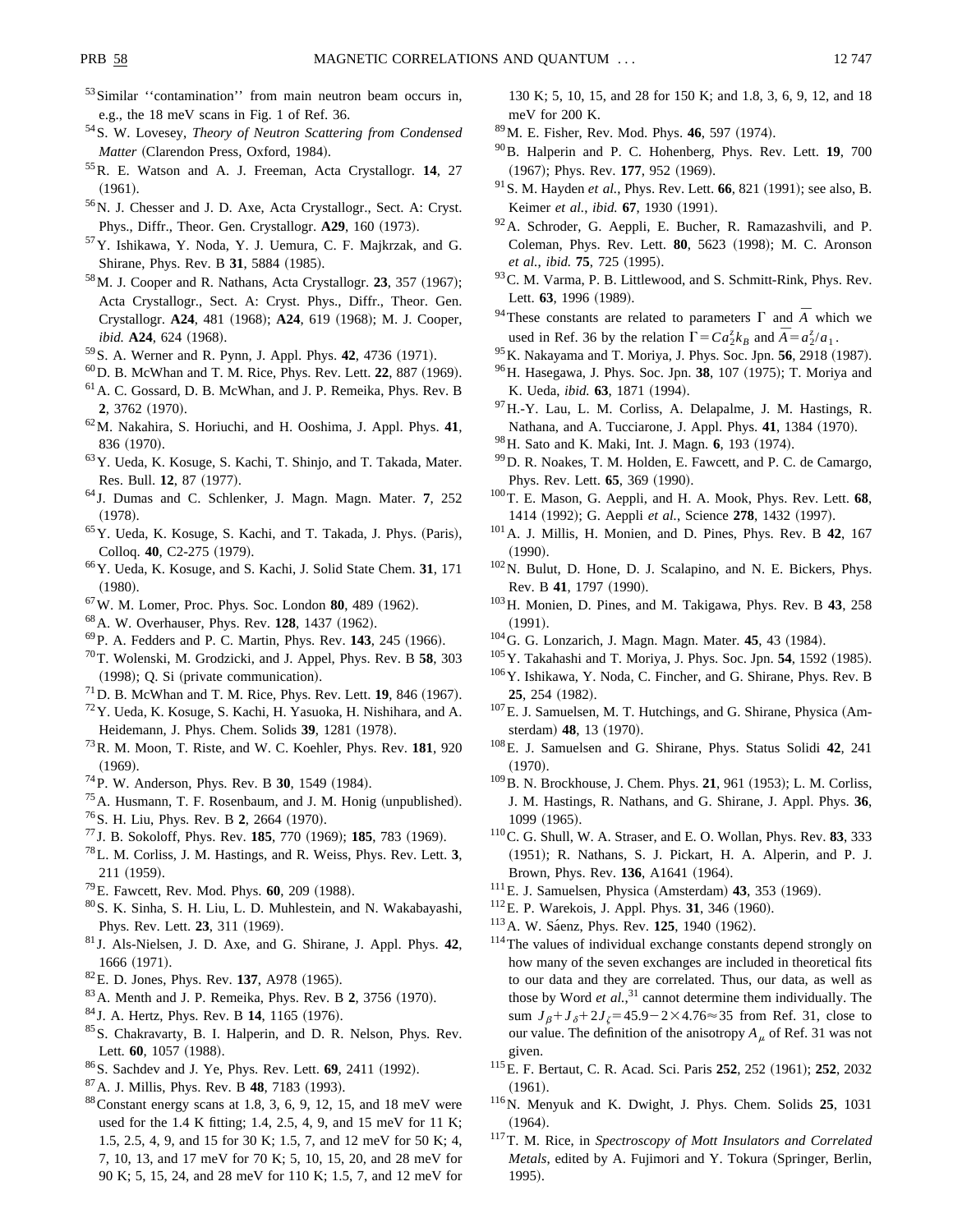[53] Similar ''contamination'' from main neutron beam occurs in, e.g., the 18 meV scans in Fig. 1 of Ref. 36.

[54] S. W. Lovesey, *Theory of Neutron Scattering from Condensed Matter* (Clarendon Press, Oxford, 1984).

[55] R. E. Watson and A. J. Freeman, Acta Crystallogr. **14**, 27 (1961).

[56] N. J. Chesser and J. D. Axe, Acta Crystallogr., Sect. A: Cryst. Phys., Diffr., Theor. Gen. Crystallogr. **A29**, 160 (1973).

[57] Y. Ishikawa, Y. Noda, Y. J. Uemura, C. F. Majkrzak, and G. Shirane, Phys. Rev. B **31**, 5884 (1985).

[58] M. J. Cooper and R. Nathans, Acta Crystallogr. **23**, 357 (1967); Acta Crystallogr., Sect. A: Cryst. Phys., Diffr., Theor. Gen. Crystallogr. **A24**, 481 (1968); **A24**, 619 (1968); M. J. Cooper, *ibid.* **A24**, 624 (1968).

[59] S. A. Werner and R. Pynn, J. Appl. Phys. **42**, 4736 (1971).

[60] D. B. McWhan and T. M. Rice, Phys. Rev. Lett. **22**, 887 (1969).

[61] A. C. Gossard, D. B. McWhan, and J. P. Remeika, Phys. Rev. B **2**, 3762 (1970).

[62] M. Nakahira, S. Horiuchi, and H. Ooshima, J. Appl. Phys. **41**, 836 (1970).

[63] Y. Ueda, K. Kosuge, S. Kachi, T. Shinjo, and T. Takada, Mater. Res. Bull. **12**, 87 (1977).

[64] J. Dumas and C. Schlenker, J. Magn. Magn. Mater. **7**, 252 (1978).

[65] Y. Ueda, K. Kosuge, S. Kachi, and T. Takada, J. Phys. (Paris), Colloq. **40**, C2-275 (1979).

[66] Y. Ueda, K. Kosuge, and S. Kachi, J. Solid State Chem. **31**, 171 (1980).

[67] W. M. Lomer, Proc. Phys. Soc. London **80**, 489 (1962).

[68] A. W. Overhauser, Phys. Rev. **128**, 1437 (1962).

[69] P. A. Fedders and P. C. Martin, Phys. Rev. **143**, 245 (1966).

[70] T. Wolenski, M. Grodzicki, and J. Appel, Phys. Rev. B **58**, 303 (1998); Q. Si (private communication).

[71] D. B. McWhan and T. M. Rice, Phys. Rev. Lett. **19**, 846 (1967).

[72] Y. Ueda, K. Kosuge, S. Kachi, H. Yasuoka, H. Nishihara, and A. Heidemann, J. Phys. Chem. Solids **39**, 1281 (1978).

[73] R. M. Moon, T. Riste, and W. C. Koehler, Phys. Rev. **181**, 920 (1969).

[74] P. W. Anderson, Phys. Rev. B **30**, 1549 (1984).

[75] A. Husmann, T. F. Rosenbaum, and J. M. Honig (unpublished).

[76] S. H. Liu, Phys. Rev. B **2**, 2664 (1970).

[77] J. B. Sokoloff, Phys. Rev. **185**, 770 (1969); **185**, 783 (1969).

[78] L. M. Corliss, J. M. Hastings, and R. Weiss, Phys. Rev. Lett. **3**, 211 (1959).

[79] E. Fawcett, Rev. Mod. Phys. **60**, 209 (1988).

[80] S. K. Sinha, S. H. Liu, L. D. Muhlestein, and N. Wakabayashi, Phys. Rev. Lett. **23**, 311 (1969).

[81] J. Als-Nielsen, J. D. Axe, and G. Shirane, J. Appl. Phys. **42**, 1666 (1971).

[82] E. D. Jones, Phys. Rev. **137**, A978 (1965).

[83] A. Menth and J. P. Remeika, Phys. Rev. B **2**, 3756 (1970).

[84] J. A. Hertz, Phys. Rev. B **14**, 1165 (1976).

[85] S. Chakravarty, B. I. Halperin, and D. R. Nelson, Phys. Rev. Lett. **60**, 1057 (1988).

[86] S. Sachdev and J. Ye, Phys. Rev. Lett. **69**, 2411 (1992).

[87] A. J. Millis, Phys. Rev. B **48**, 7183 (1993).

[88] Constant energy scans at 1.8, 3, 6, 9, 12, 15, and 18 meV were used for the 1.4 K fitting; 1.4, 2.5, 4, 9, and 15 meV for 11 K; 1.5, 2.5, 4, 9, and 15 for 30 K; 1.5, 7, and 12 meV for 50 K; 4, 7, 10, 13, and 17 meV for 70 K; 5, 10, 15, 20, and 28 meV for 90 K; 5, 15, 24, and 28 meV for 110 K; 1.5, 7, and 12 meV for 130 K; 5, 10, 15, and 28 for 150 K; and 1.8, 3, 6, 9, 12, and 18 meV for 200 K.

[89] M. E. Fisher, Rev. Mod. Phys. **46**, 597 (1974).

[90] B. Halperin and P. C. Hohenberg, Phys. Rev. Lett. **19**, 700 (1967); Phys. Rev. **177**, 952 (1969).

[91] S. M. Hayden *et al.*, Phys. Rev. Lett. **66**, 821 (1991); see also, B. Keimer *et al.*, *ibid.* **67**, 1930 (1991).

[92] A. Schroder, G. Aeppli, E. Bucher, R. Ramazashvili, and P. Coleman, Phys. Rev. Lett. **80**, 5623 (1998); M. C. Aronson *et al.*, *ibid.* **75**, 725 (1995).

[93] C. M. Varma, P. B. Littlewood, and S. Schmitt-Rink, Phys. Rev. Lett. **63**, 1996 (1989).

[94] These constants are related to parameters $\Gamma$ and $\overline{A}$ which we used in Ref. 36 by the relation $\Gamma = Ca_2^z k_B$ and $\overline{A} = a_2^z/a_1$.

[95] K. Nakayama and T. Moriya, J. Phys. Soc. Jpn. **56**, 2918 (1987).

[96] H. Hasegawa, J. Phys. Soc. Jpn. **38**, 107 (1975); T. Moriya and K. Ueda, *ibid.* **63**, 1871 (1994).

[97] H.-Y. Lau, L. M. Corliss, A. Delapalme, J. M. Hastings, R. Nathana, and A. Tucciarone, J. Appl. Phys. **41**, 1384 (1970).

[98] H. Sato and K. Maki, Int. J. Magn. **6**, 193 (1974).

[99] D. R. Noakes, T. M. Holden, E. Fawcett, and P. C. de Camargo, Phys. Rev. Lett. **65**, 369 (1990).

[100] T. E. Mason, G. Aeppli, and H. A. Mook, Phys. Rev. Lett. **68**, 1414 (1992); G. Aeppli *et al.*, Science **278**, 1432 (1997).

[101] A. J. Millis, H. Monien, and D. Pines, Phys. Rev. B **42**, 167 (1990).

[102] N. Bulut, D. Hone, D. J. Scalapino, and N. E. Bickers, Phys. Rev. B **41**, 1797 (1990).

[103] H. Monien, D. Pines, and M. Takigawa, Phys. Rev. B **43**, 258 (1991).

[104] G. G. Lonzarich, J. Magn. Magn. Mater. **45**, 43 (1984).

[105] Y. Takahashi and T. Moriya, J. Phys. Soc. Jpn. **54**, 1592 (1985).

[106] Y. Ishikawa, Y. Noda, C. Fincher, and G. Shirane, Phys. Rev. B **25**, 254 (1982).

[107] E. J. Samuelsen, M. T. Hutchings, and G. Shirane, Physica (Amsterdam) **48**, 13 (1970).

[108] E. J. Samuelsen and G. Shirane, Phys. Status Solidi **42**, 241 (1970).

[109] B. N. Brockhouse, J. Chem. Phys. **21**, 961 (1953); L. M. Corliss, J. M. Hastings, R. Nathans, and G. Shirane, J. Appl. Phys. **36**, 1099 (1965).

[110] C. G. Shull, W. A. Straser, and E. O. Wollan, Phys. Rev. **83**, 333 (1951); R. Nathans, S. J. Pickart, H. A. Alperin, and P. J. Brown, Phys. Rev. **136**, A1641 (1964).

[111] E. J. Samuelsen, Physica (Amsterdam) **43**, 353 (1969).

[112] E. P. Warekois, J. Appl. Phys. **31**, 346 (1960).

[113] A. W. Sáenz, Phys. Rev. **125**, 1940 (1962).

[114] The values of individual exchange constants depend strongly on how many of the seven exchanges are included in theoretical fits to our data and they are correlated. Thus, our data, as well as those by Word *et al.*,[31] cannot determine them individually. The sum $J_\beta + J_\delta + 2J_\zeta = 45.9 - 2\times 4.76 \approx 35$ from Ref. 31, close to our value. The definition of the anisotropy $A_\mu$ of Ref. 31 was not given.

[115] E. F. Bertaut, C. R. Acad. Sci. Paris **252**, 252 (1961); **252**, 2032 (1961).

[116] N. Menyuk and K. Dwight, J. Phys. Chem. Solids **25**, 1031 (1964).

[117] T. M. Rice, in *Spectroscopy of Mott Insulators and Correlated Metals*, edited by A. Fujimori and Y. Tokura (Springer, Berlin, 1995).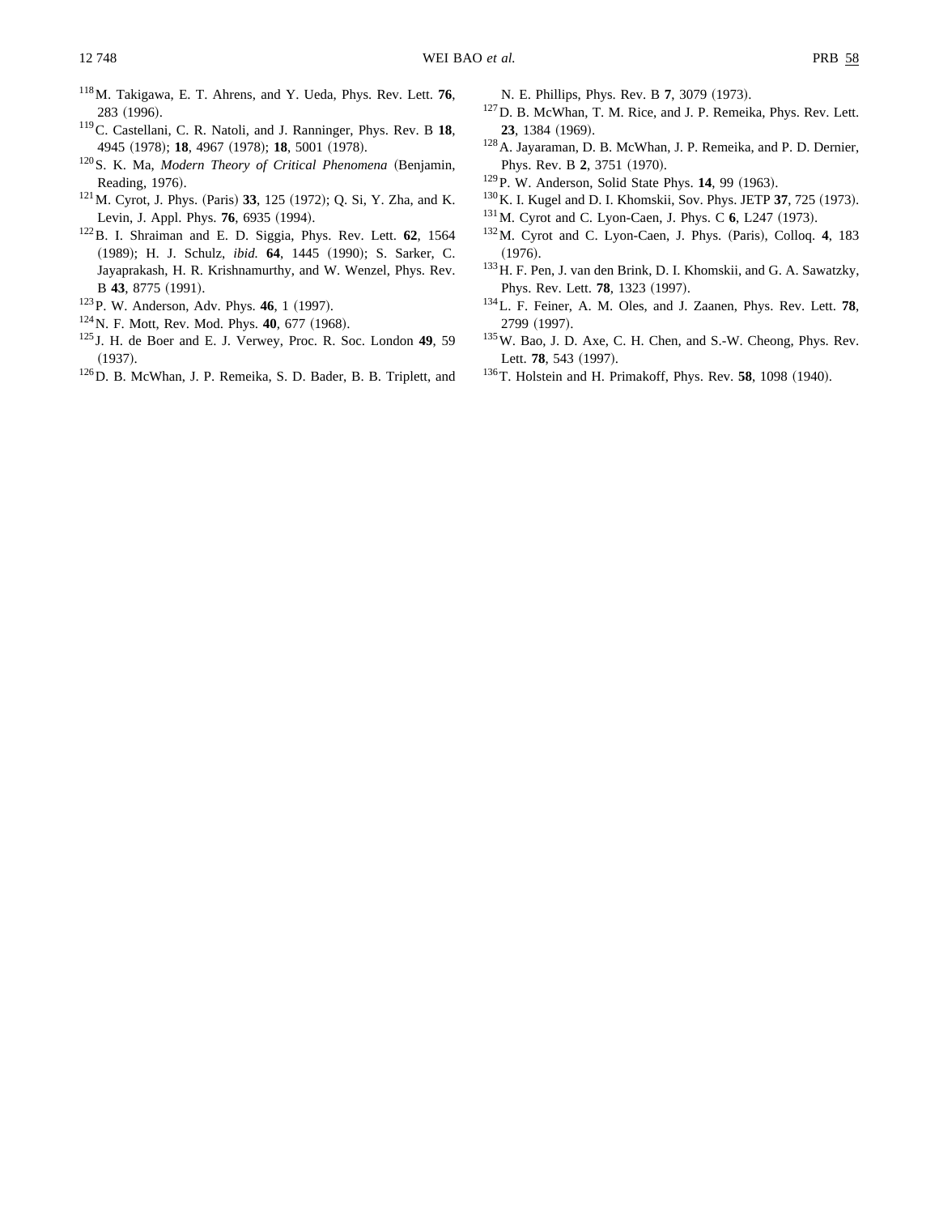[118] M. Takigawa, E. T. Ahrens, and Y. Ueda, Phys. Rev. Lett. **76**, 283 (1996).

[119] C. Castellani, C. R. Natoli, and J. Ranninger, Phys. Rev. B **18**, 4945 (1978); **18**, 4967 (1978); **18**, 5001 (1978).

[120] S. K. Ma, *Modern Theory of Critical Phenomena* (Benjamin, Reading, 1976).

[121] M. Cyrot, J. Phys. (Paris) **33**, 125 (1972); Q. Si, Y. Zha, and K. Levin, J. Appl. Phys. **76**, 6935 (1994).

[122] B. I. Shraiman and E. D. Siggia, Phys. Rev. Lett. **62**, 1564 (1989); H. J. Schulz, *ibid.* **64**, 1445 (1990); S. Sarker, C. Jayaprakash, H. R. Krishnamurthy, and W. Wenzel, Phys. Rev. B **43**, 8775 (1991).

[123] P. W. Anderson, Adv. Phys. **46**, 1 (1997).

[124] N. F. Mott, Rev. Mod. Phys. **40**, 677 (1968).

[125] J. H. de Boer and E. J. Verwey, Proc. R. Soc. London **49**, 59 (1937).

[126] D. B. McWhan, J. P. Remeika, S. D. Bader, B. B. Triplett, and N. E. Phillips, Phys. Rev. B **7**, 3079 (1973).

[127] D. B. McWhan, T. M. Rice, and J. P. Remeika, Phys. Rev. Lett. **23**, 1384 (1969).

[128] A. Jayaraman, D. B. McWhan, J. P. Remeika, and P. D. Dernier, Phys. Rev. B **2**, 3751 (1970).

[129] P. W. Anderson, Solid State Phys. **14**, 99 (1963).

[130] K. I. Kugel and D. I. Khomskii, Sov. Phys. JETP **37**, 725 (1973).

[131] M. Cyrot and C. Lyon-Caen, J. Phys. C **6**, L247 (1973).

[132] M. Cyrot and C. Lyon-Caen, J. Phys. (Paris), Colloq. **4**, 183 (1976).

[133] H. F. Pen, J. van den Brink, D. I. Khomskii, and G. A. Sawatzky, Phys. Rev. Lett. **78**, 1323 (1997).

[134] L. F. Feiner, A. M. Oles, and J. Zaanen, Phys. Rev. Lett. **78**, 2799 (1997).

[135] W. Bao, J. D. Axe, C. H. Chen, and S.-W. Cheong, Phys. Rev. Lett. **78**, 543 (1997).

[136] T. Holstein and H. Primakoff, Phys. Rev. **58**, 1098 (1940).